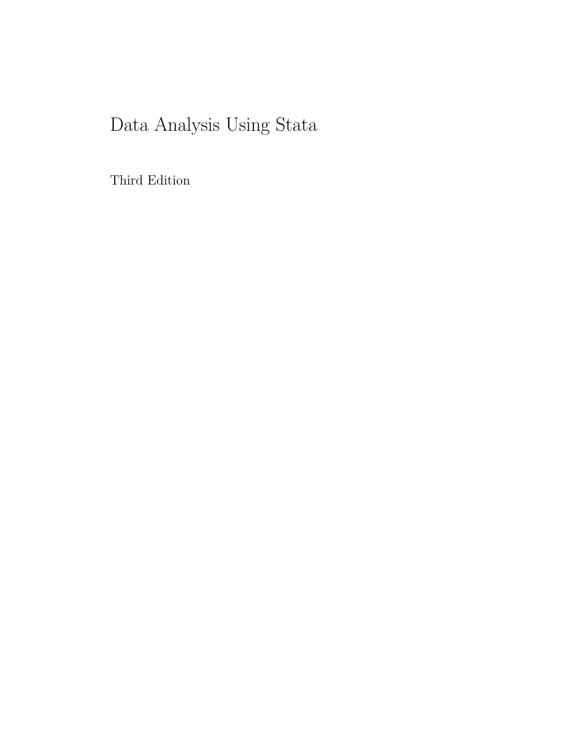# Data Analysis Using Stata

Third Edition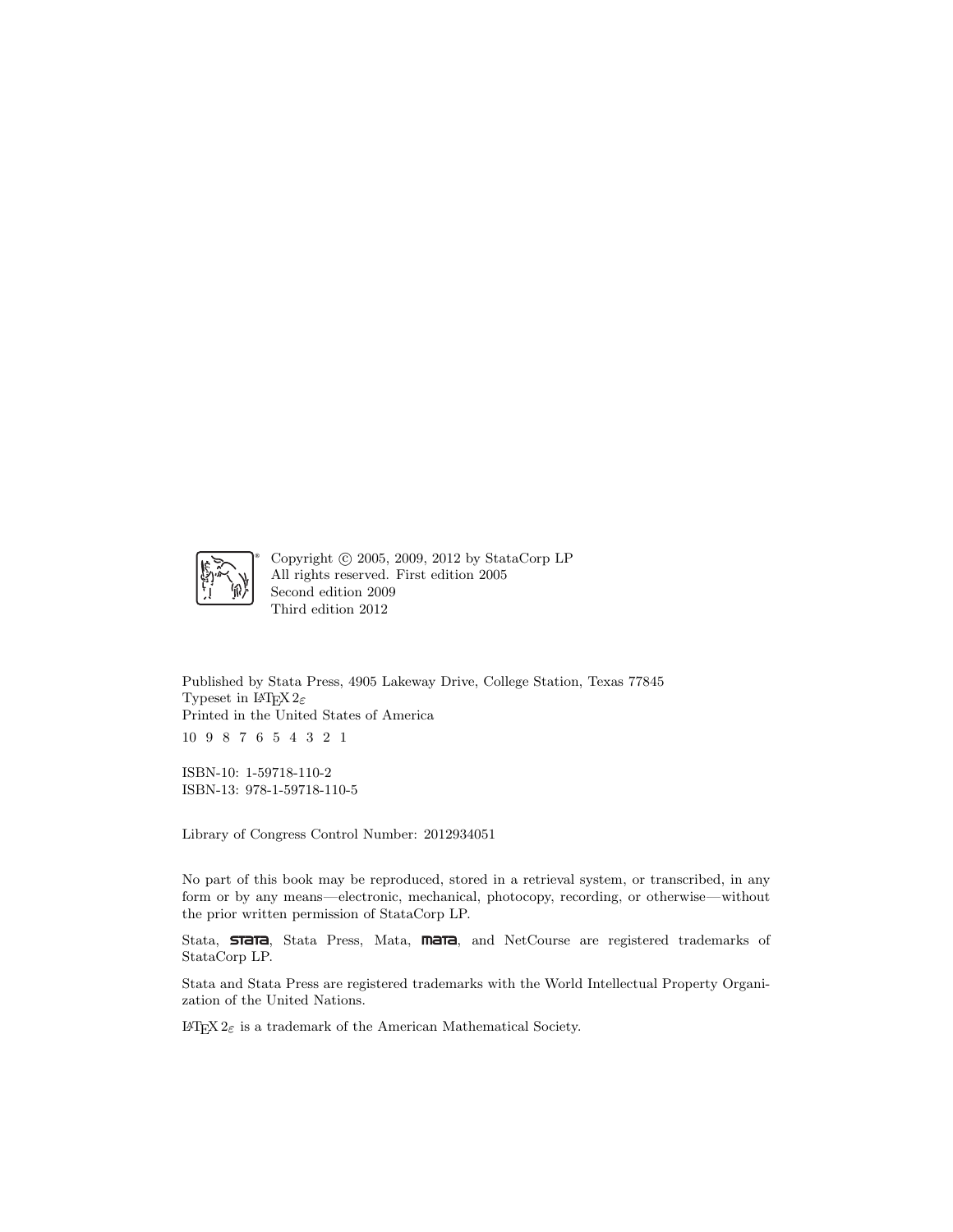Copyright © 2005, 2009, 2012 by StataCorp LP
All rights reserved. First edition 2005
Second edition 2009
Third edition 2012

Published by Stata Press, 4905 Lakeway Drive, College Station, Texas 77845
Typeset in LaTeX $2_\varepsilon$
Printed in the United States of America

10 9 8 7 6 5 4 3 2 1

ISBN-10: 1-59718-110-2
ISBN-13: 978-1-59718-110-5

Library of Congress Control Number: 2012934051

No part of this book may be reproduced, stored in a retrieval system, or transcribed, in any form or by any means—electronic, mechanical, photocopy, recording, or otherwise—without the prior written permission of StataCorp LP.

Stata, **STATA**, Stata Press, Mata, **MATA**, and NetCourse are registered trademarks of StataCorp LP.

Stata and Stata Press are registered trademarks with the World Intellectual Property Organization of the United Nations.

LaTeX $2_\varepsilon$ is a trademark of the American Mathematical Society.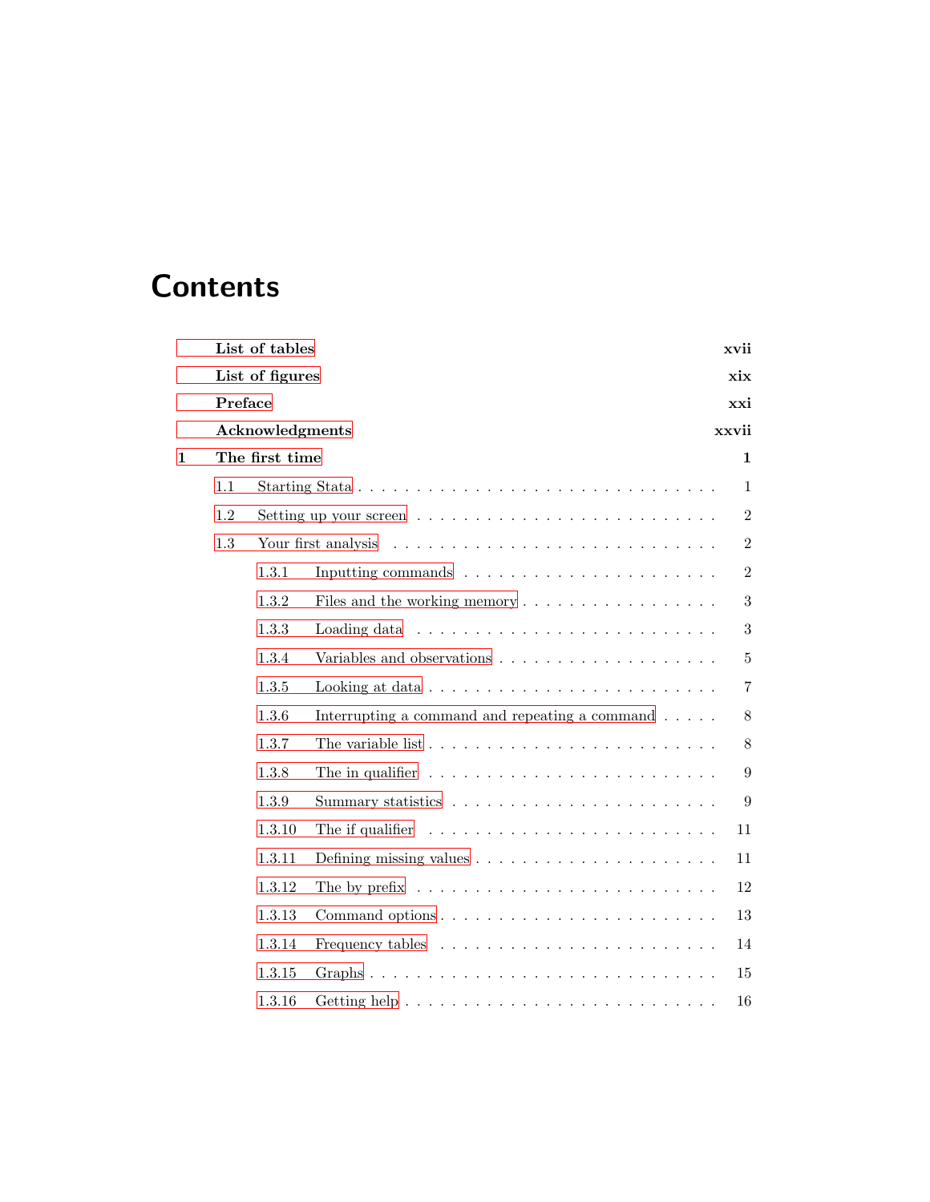# Contents

- **List of tables** — **xvii**
- **List of figures** — **xix**
- **Preface** — **xxi**
- **Acknowledgments** — **xxvii**
- **1 The first time** — **1**
  - 1.1 Starting Stata — 1
  - 1.2 Setting up your screen — 2
  - 1.3 Your first analysis — 2
    - 1.3.1 Inputting commands — 2
    - 1.3.2 Files and the working memory — 3
    - 1.3.3 Loading data — 3
    - 1.3.4 Variables and observations — 5
    - 1.3.5 Looking at data — 7
    - 1.3.6 Interrupting a command and repeating a command — 8
    - 1.3.7 The variable list — 8
    - 1.3.8 The in qualifier — 9
    - 1.3.9 Summary statistics — 9
    - 1.3.10 The if qualifier — 11
    - 1.3.11 Defining missing values — 11
    - 1.3.12 The by prefix — 12
    - 1.3.13 Command options — 13
    - 1.3.14 Frequency tables — 14
    - 1.3.15 Graphs — 15
    - 1.3.16 Getting help — 16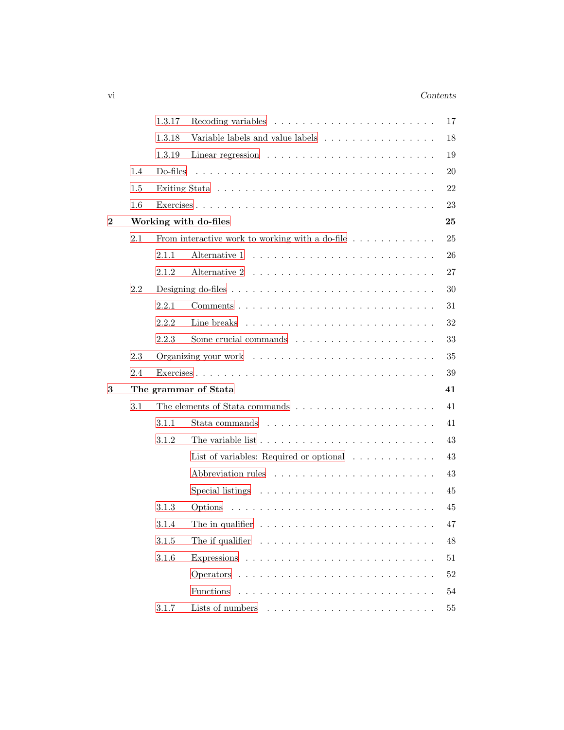- 1.3.17 Recoding variables . . . 17
- 1.3.18 Variable labels and value labels . . . 18
- 1.3.19 Linear regression . . . 19
- 1.4 Do-files . . . 20
- 1.5 Exiting Stata . . . 22
- 1.6 Exercises . . . 23

**2 Working with do-files** **25**

- 2.1 From interactive work to working with a do-file . . . 25
  - 2.1.1 Alternative 1 . . . 26
  - 2.1.2 Alternative 2 . . . 27
- 2.2 Designing do-files . . . 30
  - 2.2.1 Comments . . . 31
  - 2.2.2 Line breaks . . . 32
  - 2.2.3 Some crucial commands . . . 33
- 2.3 Organizing your work . . . 35
- 2.4 Exercises . . . 39

**3 The grammar of Stata** **41**

- 3.1 The elements of Stata commands . . . 41
  - 3.1.1 Stata commands . . . 41
  - 3.1.2 The variable list . . . 43
    - List of variables: Required or optional . . . 43
    - Abbreviation rules . . . 43
    - Special listings . . . 45
  - 3.1.3 Options . . . 45
  - 3.1.4 The in qualifier . . . 47
  - 3.1.5 The if qualifier . . . 48
  - 3.1.6 Expressions . . . 51
    - Operators . . . 52
    - Functions . . . 54
  - 3.1.7 Lists of numbers . . . 55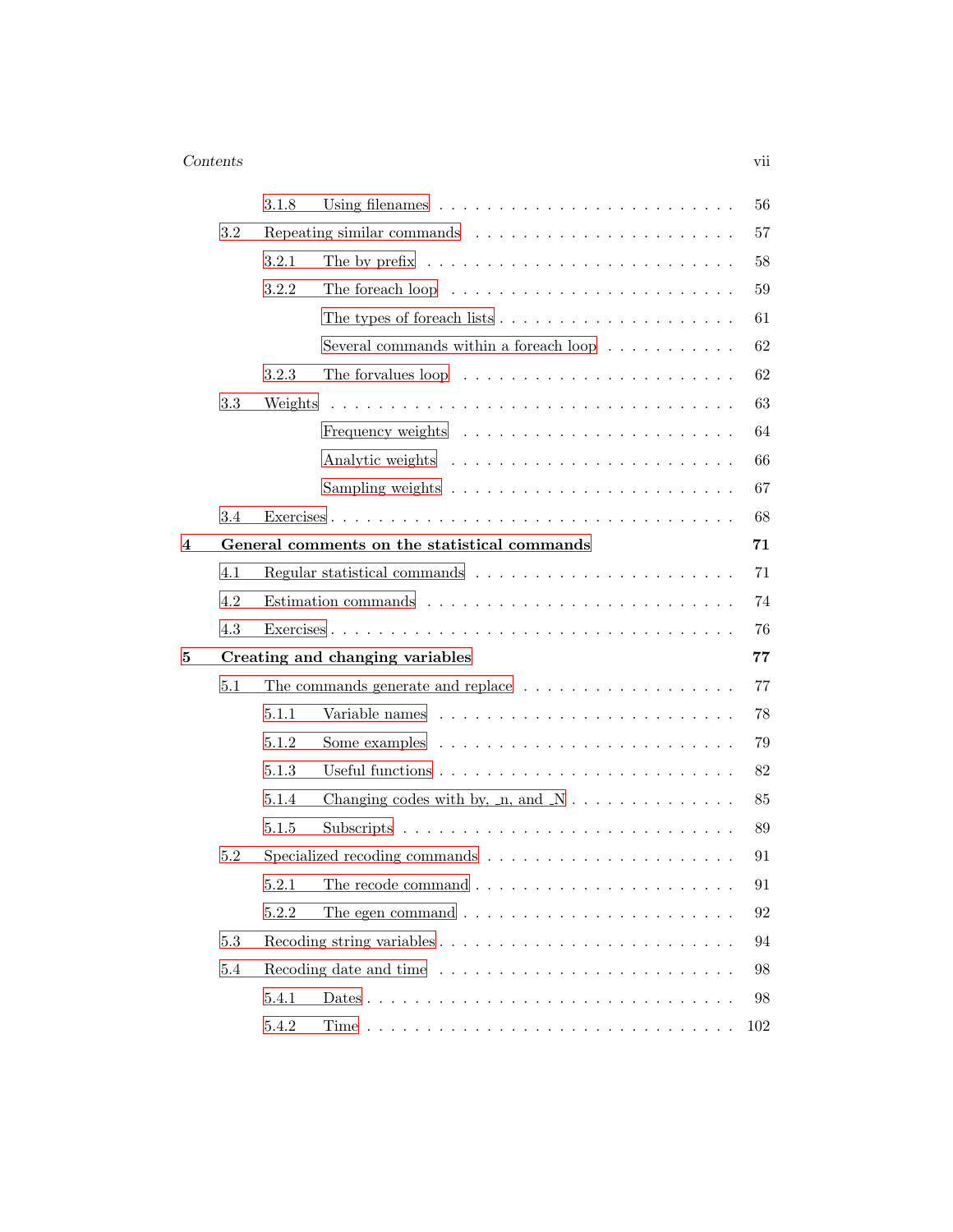- 3.1.8 Using filenames . . . . . 56
- 3.2 Repeating similar commands . . . . . 57
  - 3.2.1 The by prefix . . . . . 58
  - 3.2.2 The foreach loop . . . . . 59
    - The types of foreach lists . . . . . 61
    - Several commands within a foreach loop . . . . . 62
  - 3.2.3 The forvalues loop . . . . . 62
- 3.3 Weights . . . . . 63
  - Frequency weights . . . . . 64
  - Analytic weights . . . . . 66
  - Sampling weights . . . . . 67
- 3.4 Exercises . . . . . 68

**4 General comments on the statistical commands** **71**

- 4.1 Regular statistical commands . . . . . 71
- 4.2 Estimation commands . . . . . 74
- 4.3 Exercises . . . . . 76

**5 Creating and changing variables** **77**

- 5.1 The commands generate and replace . . . . . 77
  - 5.1.1 Variable names . . . . . 78
  - 5.1.2 Some examples . . . . . 79
  - 5.1.3 Useful functions . . . . . 82
  - 5.1.4 Changing codes with by, _n, and _N . . . . . 85
  - 5.1.5 Subscripts . . . . . 89
- 5.2 Specialized recoding commands . . . . . 91
  - 5.2.1 The recode command . . . . . 91
  - 5.2.2 The egen command . . . . . 92
- 5.3 Recoding string variables . . . . . 94
- 5.4 Recoding date and time . . . . . 98
  - 5.4.1 Dates . . . . . 98
  - 5.4.2 Time . . . . . 102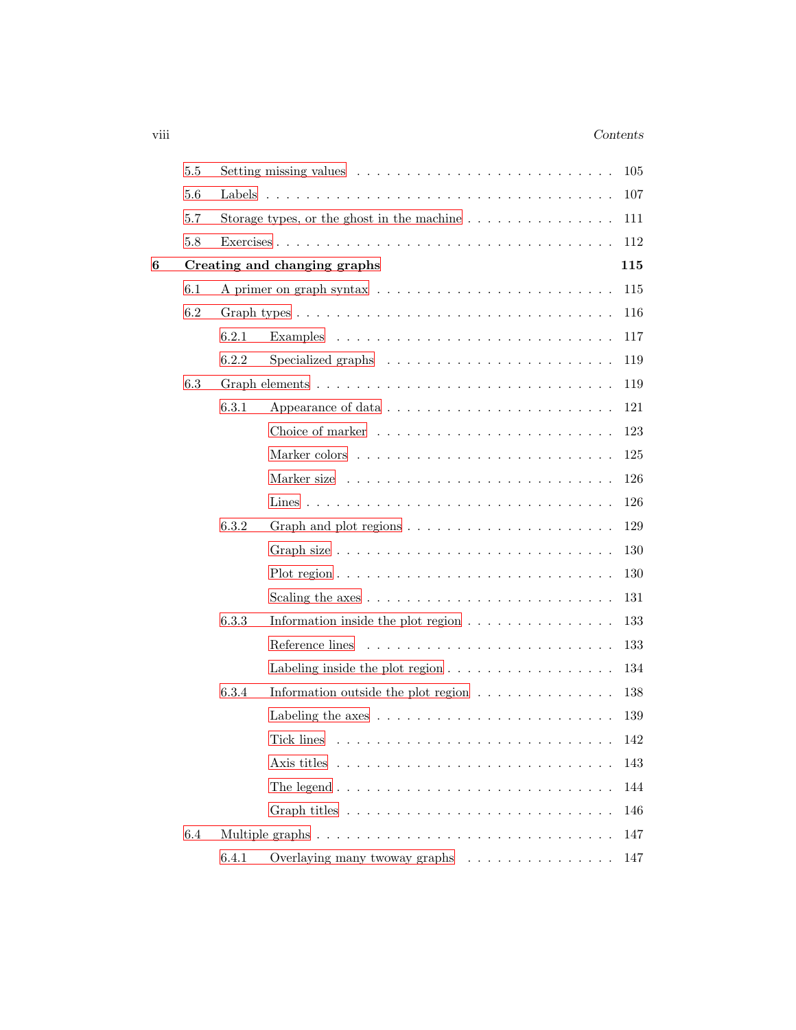5.5 Setting missing values . . . . . . . . . . . . . . . . . . . . . . . . 105

5.6 Labels . . . . . . . . . . . . . . . . . . . . . . . . . . . . . . . . 107

5.7 Storage types, or the ghost in the machine . . . . . . . . . . . . . . . 111

5.8 Exercises . . . . . . . . . . . . . . . . . . . . . . . . . . . . . . . 112

**6 Creating and changing graphs** **115**

6.1 A primer on graph syntax . . . . . . . . . . . . . . . . . . . . . . . . 115

6.2 Graph types . . . . . . . . . . . . . . . . . . . . . . . . . . . . . . 116

6.2.1 Examples . . . . . . . . . . . . . . . . . . . . . . . . . . . . . 117

6.2.2 Specialized graphs . . . . . . . . . . . . . . . . . . . . . . . . 119

6.3 Graph elements . . . . . . . . . . . . . . . . . . . . . . . . . . . . . 119

6.3.1 Appearance of data . . . . . . . . . . . . . . . . . . . . . . . . 121

Choice of marker . . . . . . . . . . . . . . . . . . . . . . . . . 123

Marker colors . . . . . . . . . . . . . . . . . . . . . . . . . . . 125

Marker size . . . . . . . . . . . . . . . . . . . . . . . . . . . . 126

Lines . . . . . . . . . . . . . . . . . . . . . . . . . . . . . . . 126

6.3.2 Graph and plot regions . . . . . . . . . . . . . . . . . . . . . . 129

Graph size . . . . . . . . . . . . . . . . . . . . . . . . . . . . 130

Plot region . . . . . . . . . . . . . . . . . . . . . . . . . . . . 130

Scaling the axes . . . . . . . . . . . . . . . . . . . . . . . . . . 131

6.3.3 Information inside the plot region . . . . . . . . . . . . . . . . 133

Reference lines . . . . . . . . . . . . . . . . . . . . . . . . . . 133

Labeling inside the plot region . . . . . . . . . . . . . . . . . . 134

6.3.4 Information outside the plot region . . . . . . . . . . . . . . . 138

Labeling the axes . . . . . . . . . . . . . . . . . . . . . . . . . 139

Tick lines . . . . . . . . . . . . . . . . . . . . . . . . . . . . . 142

Axis titles . . . . . . . . . . . . . . . . . . . . . . . . . . . . . 143

The legend . . . . . . . . . . . . . . . . . . . . . . . . . . . . 144

Graph titles . . . . . . . . . . . . . . . . . . . . . . . . . . . . 146

6.4 Multiple graphs . . . . . . . . . . . . . . . . . . . . . . . . . . . . . 147

6.4.1 Overlaying many twoway graphs . . . . . . . . . . . . . . . . . 147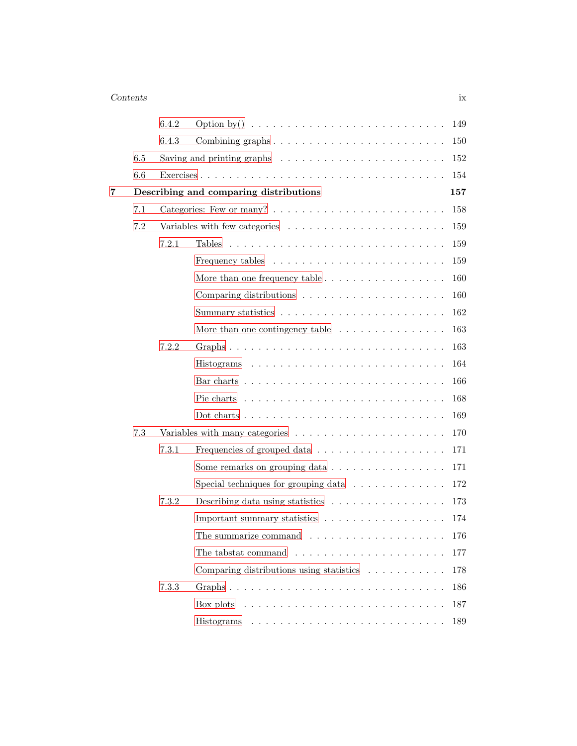6.4.2 Option by() . . . . . . . . . . . . . . . . . . . . . . . . . . 149

6.4.3 Combining graphs . . . . . . . . . . . . . . . . . . . . . . . 150

6.5 Saving and printing graphs . . . . . . . . . . . . . . . . . . . . . 152

6.6 Exercises . . . . . . . . . . . . . . . . . . . . . . . . . . . . . . 154

**7 Describing and comparing distributions** **157**

7.1 Categories: Few or many? . . . . . . . . . . . . . . . . . . . . . 158

7.2 Variables with few categories . . . . . . . . . . . . . . . . . . . 159

7.2.1 Tables . . . . . . . . . . . . . . . . . . . . . . . . . . . . . 159

Frequency tables . . . . . . . . . . . . . . . . . . . . . . . 159

More than one frequency table . . . . . . . . . . . . . . . . 160

Comparing distributions . . . . . . . . . . . . . . . . . . . 160

Summary statistics . . . . . . . . . . . . . . . . . . . . . . 162

More than one contingency table . . . . . . . . . . . . . . 163

7.2.2 Graphs . . . . . . . . . . . . . . . . . . . . . . . . . . . . . 163

Histograms . . . . . . . . . . . . . . . . . . . . . . . . . . 164

Bar charts . . . . . . . . . . . . . . . . . . . . . . . . . . . 166

Pie charts . . . . . . . . . . . . . . . . . . . . . . . . . . . 168

Dot charts . . . . . . . . . . . . . . . . . . . . . . . . . . . 169

7.3 Variables with many categories . . . . . . . . . . . . . . . . . . 170

7.3.1 Frequencies of grouped data . . . . . . . . . . . . . . . . . 171

Some remarks on grouping data . . . . . . . . . . . . . . . 171

Special techniques for grouping data . . . . . . . . . . . . 172

7.3.2 Describing data using statistics . . . . . . . . . . . . . . . 173

Important summary statistics . . . . . . . . . . . . . . . . 174

The summarize command . . . . . . . . . . . . . . . . . . 176

The tabstat command . . . . . . . . . . . . . . . . . . . . 177

Comparing distributions using statistics . . . . . . . . . . 178

7.3.3 Graphs . . . . . . . . . . . . . . . . . . . . . . . . . . . . . 186

Box plots . . . . . . . . . . . . . . . . . . . . . . . . . . . 187

Histograms . . . . . . . . . . . . . . . . . . . . . . . . . . 189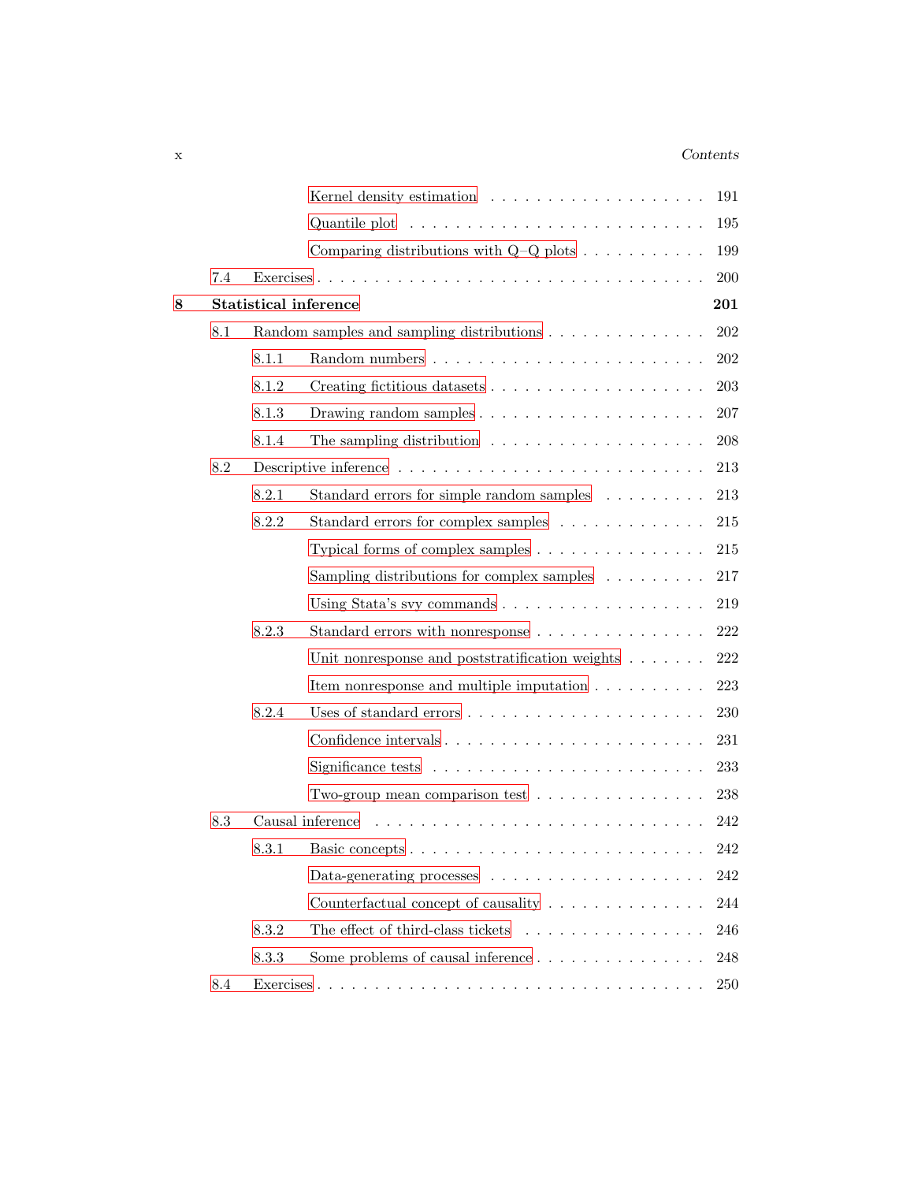Kernel density estimation . . . . . . . . . . . . . . . . . . . 191

Quantile plot . . . . . . . . . . . . . . . . . . . . . . . . . 195

Comparing distributions with Q–Q plots . . . . . . . . . . . 199

7.4 Exercises . . . . . . . . . . . . . . . . . . . . . . . . . . . . . 200

**8 Statistical inference** **201**

8.1 Random samples and sampling distributions . . . . . . . . . . . . . 202

8.1.1 Random numbers . . . . . . . . . . . . . . . . . . . . . . 202

8.1.2 Creating fictitious datasets . . . . . . . . . . . . . . . . . 203

8.1.3 Drawing random samples . . . . . . . . . . . . . . . . . . 207

8.1.4 The sampling distribution . . . . . . . . . . . . . . . . . 208

8.2 Descriptive inference . . . . . . . . . . . . . . . . . . . . . . . . 213

8.2.1 Standard errors for simple random samples . . . . . . . . 213

8.2.2 Standard errors for complex samples . . . . . . . . . . . . 215

Typical forms of complex samples . . . . . . . . . . . . . . 215

Sampling distributions for complex samples . . . . . . . . 217

Using Stata's svy commands . . . . . . . . . . . . . . . . . 219

8.2.3 Standard errors with nonresponse . . . . . . . . . . . . . . 222

Unit nonresponse and poststratification weights . . . . . . 222

Item nonresponse and multiple imputation . . . . . . . . . 223

8.2.4 Uses of standard errors . . . . . . . . . . . . . . . . . . . 230

Confidence intervals . . . . . . . . . . . . . . . . . . . . . 231

Significance tests . . . . . . . . . . . . . . . . . . . . . . . 233

Two-group mean comparison test . . . . . . . . . . . . . . 238

8.3 Causal inference . . . . . . . . . . . . . . . . . . . . . . . . . . 242

8.3.1 Basic concepts . . . . . . . . . . . . . . . . . . . . . . . . 242

Data-generating processes . . . . . . . . . . . . . . . . . . 242

Counterfactual concept of causality . . . . . . . . . . . . . 244

8.3.2 The effect of third-class tickets . . . . . . . . . . . . . . . 246

8.3.3 Some problems of causal inference . . . . . . . . . . . . . 248

8.4 Exercises . . . . . . . . . . . . . . . . . . . . . . . . . . . . . 250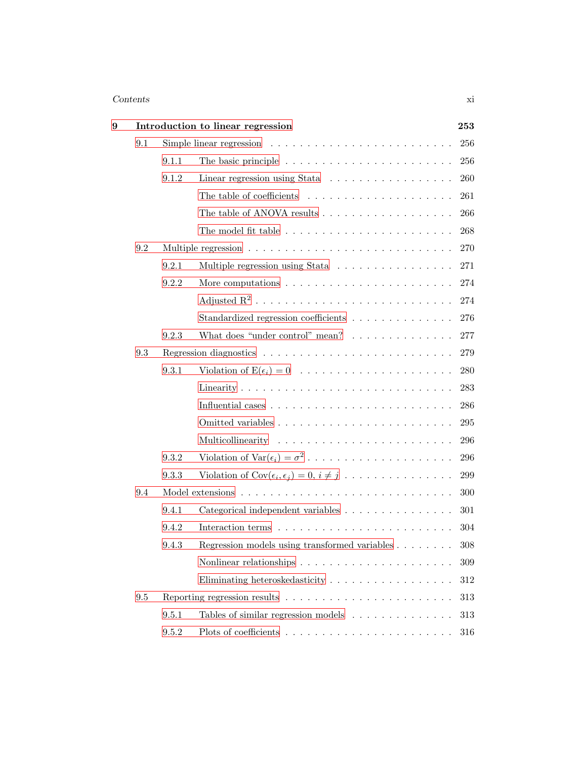**9 Introduction to linear regression** **253**

- 9.1 Simple linear regression . . . . . . . . . . . . . . . . . . . . . . . . 256
  - 9.1.1 The basic principle . . . . . . . . . . . . . . . . . . . . . . 256
  - 9.1.2 Linear regression using Stata . . . . . . . . . . . . . . . . 260
    - The table of coefficients . . . . . . . . . . . . . . . . . . 261
    - The table of ANOVA results . . . . . . . . . . . . . . . . 266
    - The model fit table . . . . . . . . . . . . . . . . . . . . 268
- 9.2 Multiple regression . . . . . . . . . . . . . . . . . . . . . . . . . . 270
  - 9.2.1 Multiple regression using Stata . . . . . . . . . . . . . . . 271
  - 9.2.2 More computations . . . . . . . . . . . . . . . . . . . . . 274
    - Adjusted $R^2$ . . . . . . . . . . . . . . . . . . . . . . . . 274
    - Standardized regression coefficients . . . . . . . . . . . . . 276
  - 9.2.3 What does "under control" mean? . . . . . . . . . . . . . 277
- 9.3 Regression diagnostics . . . . . . . . . . . . . . . . . . . . . . . . 279
  - 9.3.1 Violation of $E(\epsilon_i) = 0$ . . . . . . . . . . . . . . . . . . . 280
    - Linearity . . . . . . . . . . . . . . . . . . . . . . . . . . 283
    - Influential cases . . . . . . . . . . . . . . . . . . . . . . 286
    - Omitted variables . . . . . . . . . . . . . . . . . . . . . . 295
    - Multicollinearity . . . . . . . . . . . . . . . . . . . . . . 296
  - 9.3.2 Violation of $\mathrm{Var}(\epsilon_i) = \sigma^2$ . . . . . . . . . . . . . . . . . . 296
  - 9.3.3 Violation of $\mathrm{Cov}(\epsilon_i, \epsilon_j) = 0,\ i \neq j$ . . . . . . . . . . . . . . 299
- 9.4 Model extensions . . . . . . . . . . . . . . . . . . . . . . . . . . . 300
  - 9.4.1 Categorical independent variables . . . . . . . . . . . . . . 301
  - 9.4.2 Interaction terms . . . . . . . . . . . . . . . . . . . . . . 304
  - 9.4.3 Regression models using transformed variables . . . . . . . 308
    - Nonlinear relationships . . . . . . . . . . . . . . . . . . . 309
    - Eliminating heteroskedasticity . . . . . . . . . . . . . . . . 312
- 9.5 Reporting regression results . . . . . . . . . . . . . . . . . . . . . 313
  - 9.5.1 Tables of similar regression models . . . . . . . . . . . . . 313
  - 9.5.2 Plots of coefficients . . . . . . . . . . . . . . . . . . . . . 316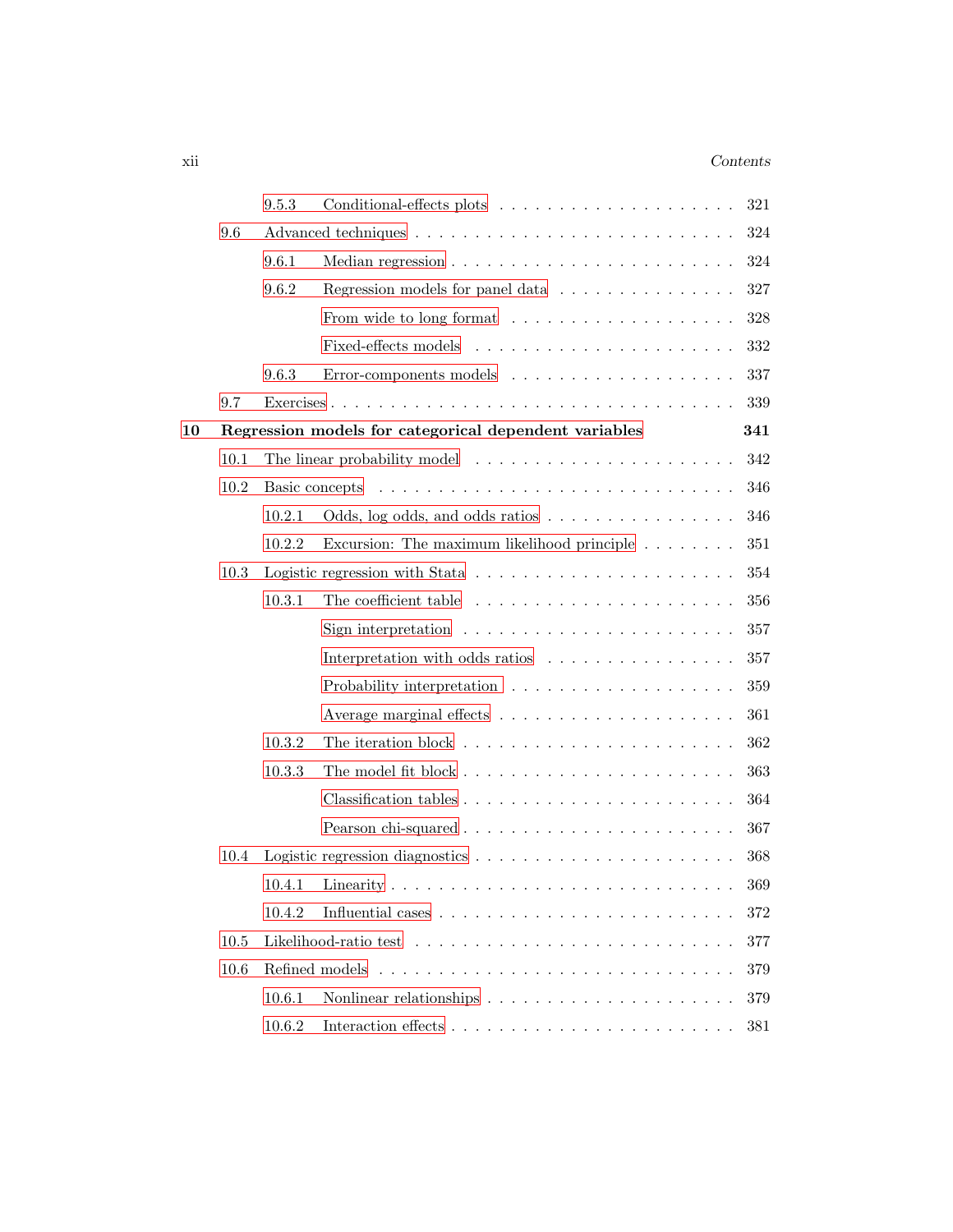9.5.3 Conditional-effects plots . . . . . . . . . . . . . . . . . . . . 321

9.6 Advanced techniques . . . . . . . . . . . . . . . . . . . . . . . . . 324

9.6.1 Median regression . . . . . . . . . . . . . . . . . . . . . . 324

9.6.2 Regression models for panel data . . . . . . . . . . . . . . 327

From wide to long format . . . . . . . . . . . . . . . . . . 328

Fixed-effects models . . . . . . . . . . . . . . . . . . . . . 332

9.6.3 Error-components models . . . . . . . . . . . . . . . . . . 337

9.7 Exercises . . . . . . . . . . . . . . . . . . . . . . . . . . . . . . . 339

**10 Regression models for categorical dependent variables** **341**

10.1 The linear probability model . . . . . . . . . . . . . . . . . . . . 342

10.2 Basic concepts . . . . . . . . . . . . . . . . . . . . . . . . . . . . 346

10.2.1 Odds, log odds, and odds ratios . . . . . . . . . . . . . . . 346

10.2.2 Excursion: The maximum likelihood principle . . . . . . . . 351

10.3 Logistic regression with Stata . . . . . . . . . . . . . . . . . . . . 354

10.3.1 The coefficient table . . . . . . . . . . . . . . . . . . . . . 356

Sign interpretation . . . . . . . . . . . . . . . . . . . . . . 357

Interpretation with odds ratios . . . . . . . . . . . . . . . . 357

Probability interpretation . . . . . . . . . . . . . . . . . . 359

Average marginal effects . . . . . . . . . . . . . . . . . . . 361

10.3.2 The iteration block . . . . . . . . . . . . . . . . . . . . . . 362

10.3.3 The model fit block . . . . . . . . . . . . . . . . . . . . . . 363

Classification tables . . . . . . . . . . . . . . . . . . . . . . 364

Pearson chi-squared . . . . . . . . . . . . . . . . . . . . . . 367

10.4 Logistic regression diagnostics . . . . . . . . . . . . . . . . . . . . 368

10.4.1 Linearity . . . . . . . . . . . . . . . . . . . . . . . . . . . 369

10.4.2 Influential cases . . . . . . . . . . . . . . . . . . . . . . . . 372

10.5 Likelihood-ratio test . . . . . . . . . . . . . . . . . . . . . . . . . 377

10.6 Refined models . . . . . . . . . . . . . . . . . . . . . . . . . . . . 379

10.6.1 Nonlinear relationships . . . . . . . . . . . . . . . . . . . . 379

10.6.2 Interaction effects . . . . . . . . . . . . . . . . . . . . . . . 381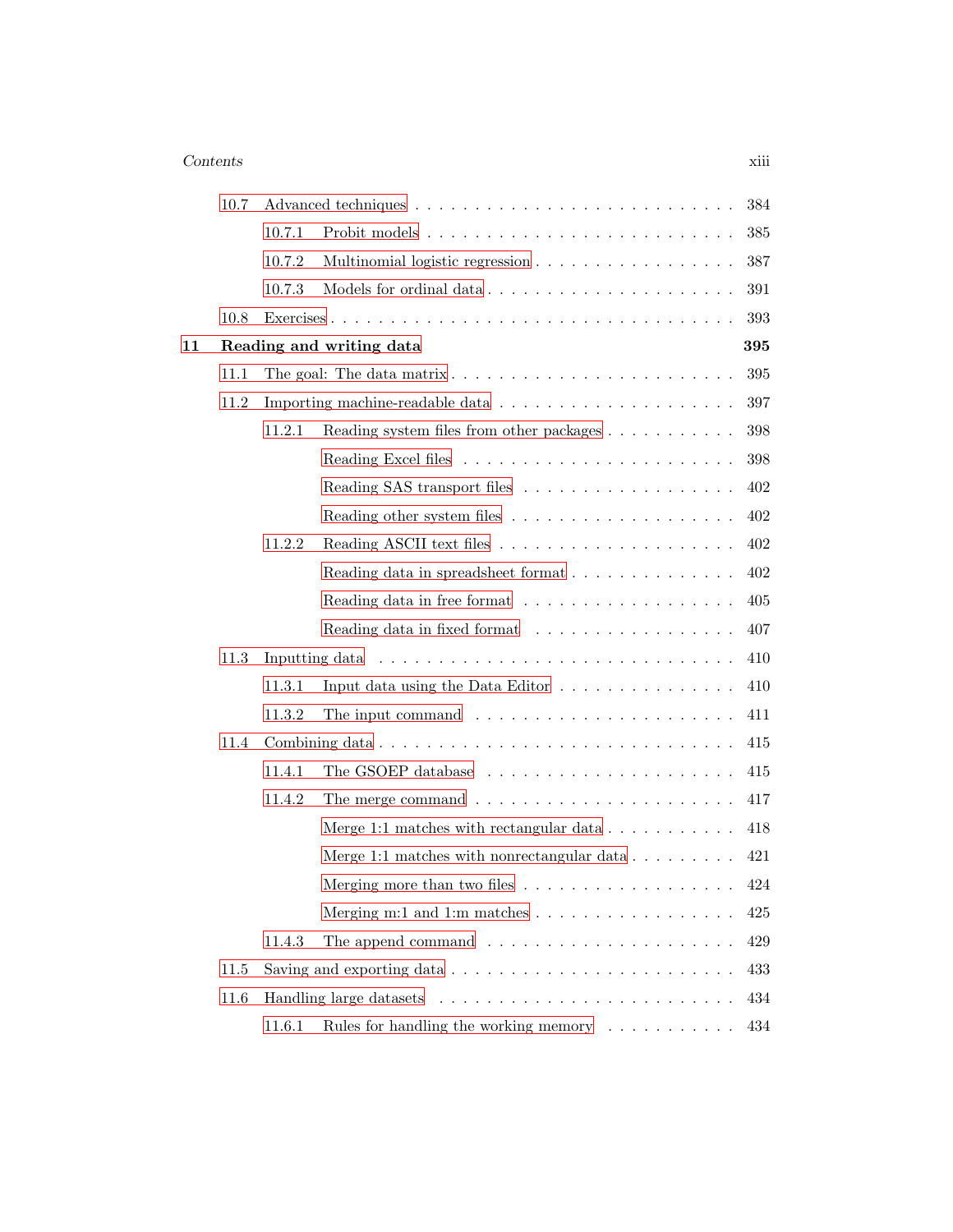- 10.7 Advanced techniques . . . . . . . . . . 384
  - 10.7.1 Probit models . . . . . . . . . . 385
  - 10.7.2 Multinomial logistic regression . . . . . . . . . . 387
  - 10.7.3 Models for ordinal data . . . . . . . . . . 391
- 10.8 Exercises . . . . . . . . . . 393

**11 Reading and writing data** **395**

- 11.1 The goal: The data matrix . . . . . . . . . . 395
- 11.2 Importing machine-readable data . . . . . . . . . . 397
  - 11.2.1 Reading system files from other packages . . . . . . . . . . 398
    - Reading Excel files . . . . . . . . . . 398
    - Reading SAS transport files . . . . . . . . . . 402
    - Reading other system files . . . . . . . . . . 402
  - 11.2.2 Reading ASCII text files . . . . . . . . . . 402
    - Reading data in spreadsheet format . . . . . . . . . . 402
    - Reading data in free format . . . . . . . . . . 405
    - Reading data in fixed format . . . . . . . . . . 407
- 11.3 Inputting data . . . . . . . . . . 410
  - 11.3.1 Input data using the Data Editor . . . . . . . . . . 410
  - 11.3.2 The input command . . . . . . . . . . 411
- 11.4 Combining data . . . . . . . . . . 415
  - 11.4.1 The GSOEP database . . . . . . . . . . 415
  - 11.4.2 The merge command . . . . . . . . . . 417
    - Merge 1:1 matches with rectangular data . . . . . . . . . . 418
    - Merge 1:1 matches with nonrectangular data . . . . . . . . . . 421
    - Merging more than two files . . . . . . . . . . 424
    - Merging m:1 and 1:m matches . . . . . . . . . . 425
  - 11.4.3 The append command . . . . . . . . . . 429
- 11.5 Saving and exporting data . . . . . . . . . . 433
- 11.6 Handling large datasets . . . . . . . . . . 434
  - 11.6.1 Rules for handling the working memory . . . . . . . . . . 434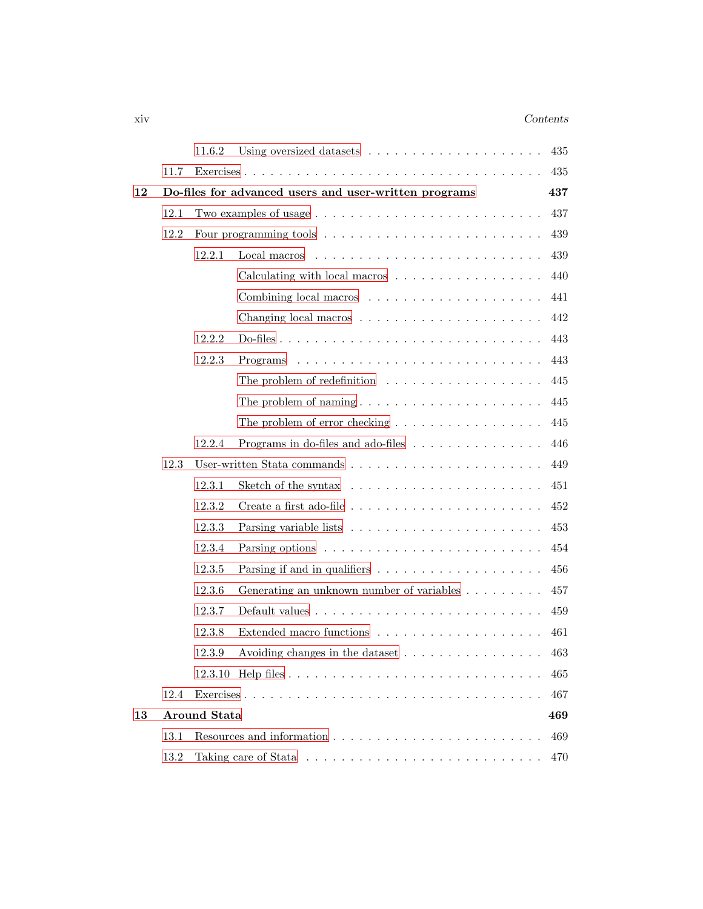11.6.2 Using oversized datasets . . . . . . . . . . . . . . . . . . . . 435

11.7 Exercises . . . . . . . . . . . . . . . . . . . . . . . . . . . . . . . . 435

**12 Do-files for advanced users and user-written programs** **437**

12.1 Two examples of usage . . . . . . . . . . . . . . . . . . . . . . . . 437

12.2 Four programming tools . . . . . . . . . . . . . . . . . . . . . . . . 439

12.2.1 Local macros . . . . . . . . . . . . . . . . . . . . . . . . . 439

Calculating with local macros . . . . . . . . . . . . . . . . 440

Combining local macros . . . . . . . . . . . . . . . . . . 441

Changing local macros . . . . . . . . . . . . . . . . . . . 442

12.2.2 Do-files . . . . . . . . . . . . . . . . . . . . . . . . . . . . 443

12.2.3 Programs . . . . . . . . . . . . . . . . . . . . . . . . . . . 443

The problem of redefinition . . . . . . . . . . . . . . . . . 445

The problem of naming . . . . . . . . . . . . . . . . . . . 445

The problem of error checking . . . . . . . . . . . . . . . . 445

12.2.4 Programs in do-files and ado-files . . . . . . . . . . . . . . 446

12.3 User-written Stata commands . . . . . . . . . . . . . . . . . . . . . 449

12.3.1 Sketch of the syntax . . . . . . . . . . . . . . . . . . . . . 451

12.3.2 Create a first ado-file . . . . . . . . . . . . . . . . . . . . 452

12.3.3 Parsing variable lists . . . . . . . . . . . . . . . . . . . . . 453

12.3.4 Parsing options . . . . . . . . . . . . . . . . . . . . . . . 454

12.3.5 Parsing if and in qualifiers . . . . . . . . . . . . . . . . . . 456

12.3.6 Generating an unknown number of variables . . . . . . . . . 457

12.3.7 Default values . . . . . . . . . . . . . . . . . . . . . . . . 459

12.3.8 Extended macro functions . . . . . . . . . . . . . . . . . . 461

12.3.9 Avoiding changes in the dataset . . . . . . . . . . . . . . . 463

12.3.10 Help files . . . . . . . . . . . . . . . . . . . . . . . . . . . 465

12.4 Exercises . . . . . . . . . . . . . . . . . . . . . . . . . . . . . . . . 467

**13 Around Stata** **469**

13.1 Resources and information . . . . . . . . . . . . . . . . . . . . . . 469

13.2 Taking care of Stata . . . . . . . . . . . . . . . . . . . . . . . . . 470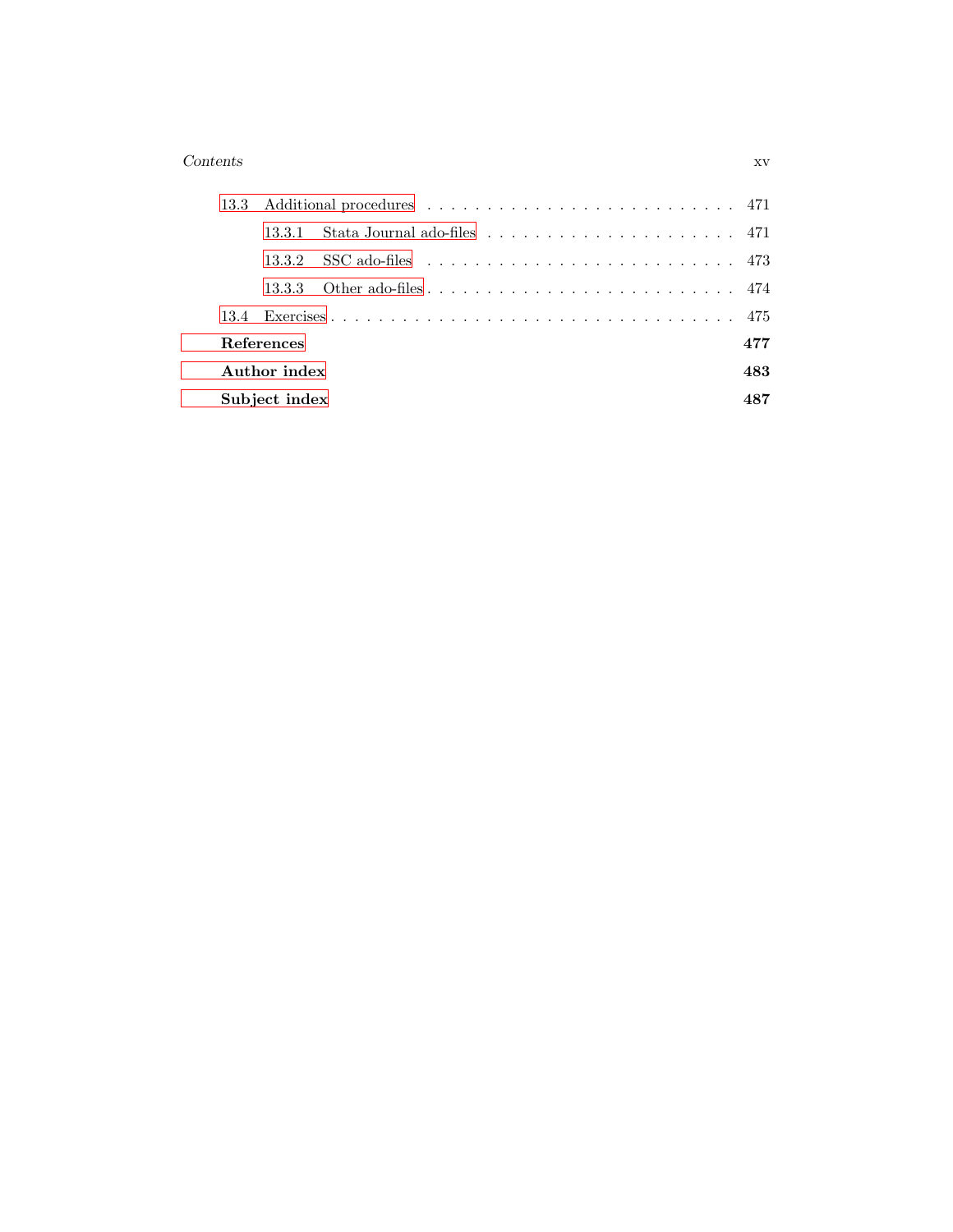- 13.3 Additional procedures . . . . . . . . . . . . . . . . . . . . . . . . . 471
  - 13.3.1 Stata Journal ado-files . . . . . . . . . . . . . . . . . . . . . 471
  - 13.3.2 SSC ado-files . . . . . . . . . . . . . . . . . . . . . . . . . 473
  - 13.3.3 Other ado-files . . . . . . . . . . . . . . . . . . . . . . . . 474
- 13.4 Exercises . . . . . . . . . . . . . . . . . . . . . . . . . . . . . . . 475

**References** **477**

**Author index** **483**

**Subject index** **487**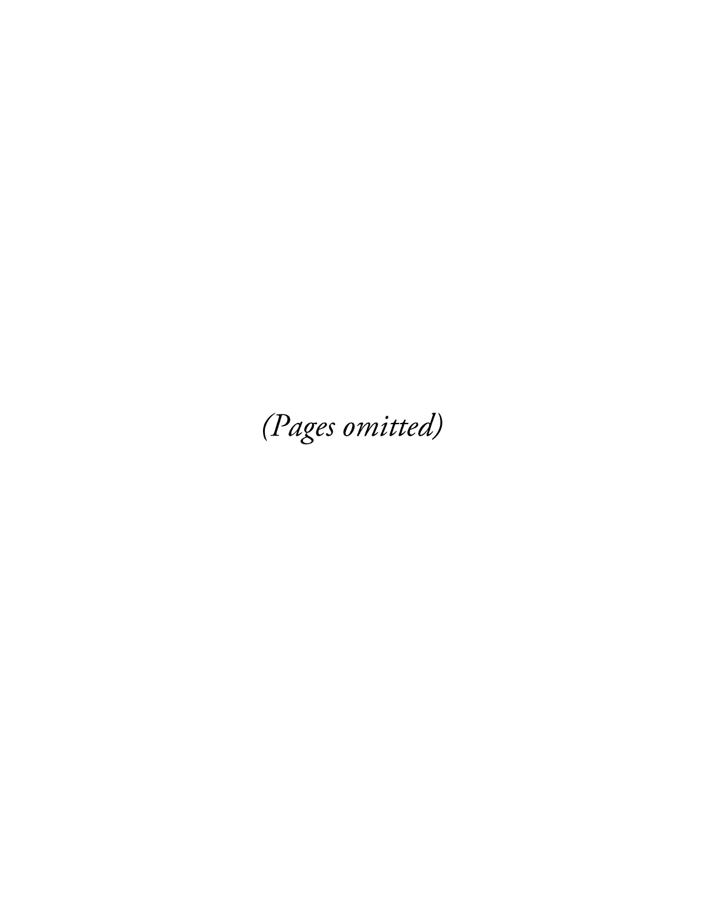*(Pages omitted)*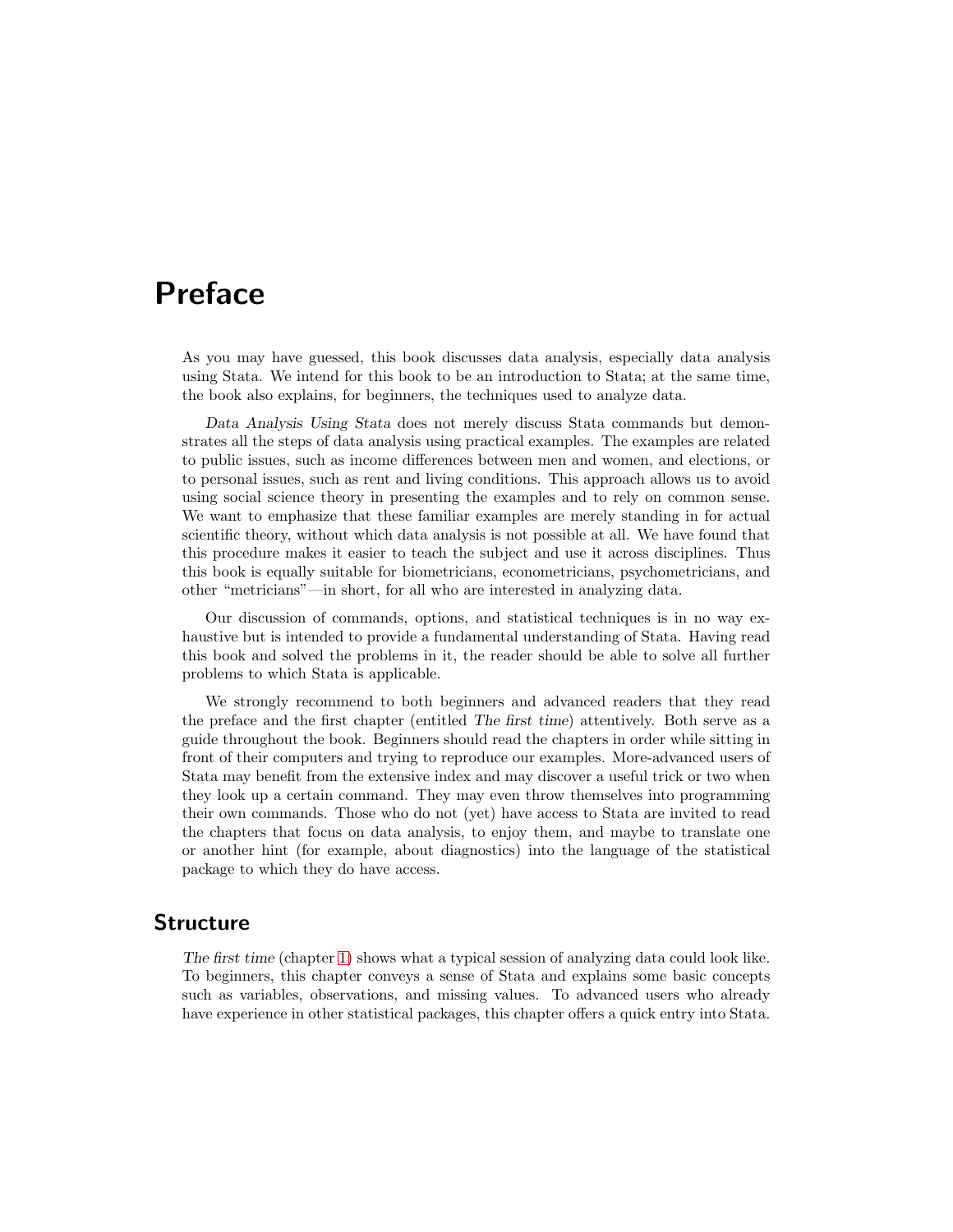# Preface

As you may have guessed, this book discusses data analysis, especially data analysis using Stata. We intend for this book to be an introduction to Stata; at the same time, the book also explains, for beginners, the techniques used to analyze data.

*Data Analysis Using Stata* does not merely discuss Stata commands but demonstrates all the steps of data analysis using practical examples. The examples are related to public issues, such as income differences between men and women, and elections, or to personal issues, such as rent and living conditions. This approach allows us to avoid using social science theory in presenting the examples and to rely on common sense. We want to emphasize that these familiar examples are merely standing in for actual scientific theory, without which data analysis is not possible at all. We have found that this procedure makes it easier to teach the subject and use it across disciplines. Thus this book is equally suitable for biometricians, econometricians, psychometricians, and other "metricians"—in short, for all who are interested in analyzing data.

Our discussion of commands, options, and statistical techniques is in no way exhaustive but is intended to provide a fundamental understanding of Stata. Having read this book and solved the problems in it, the reader should be able to solve all further problems to which Stata is applicable.

We strongly recommend to both beginners and advanced readers that they read the preface and the first chapter (entitled *The first time*) attentively. Both serve as a guide throughout the book. Beginners should read the chapters in order while sitting in front of their computers and trying to reproduce our examples. More-advanced users of Stata may benefit from the extensive index and may discover a useful trick or two when they look up a certain command. They may even throw themselves into programming their own commands. Those who do not (yet) have access to Stata are invited to read the chapters that focus on data analysis, to enjoy them, and maybe to translate one or another hint (for example, about diagnostics) into the language of the statistical package to which they do have access.

## Structure

*The first time* (chapter 1) shows what a typical session of analyzing data could look like. To beginners, this chapter conveys a sense of Stata and explains some basic concepts such as variables, observations, and missing values. To advanced users who already have experience in other statistical packages, this chapter offers a quick entry into Stata.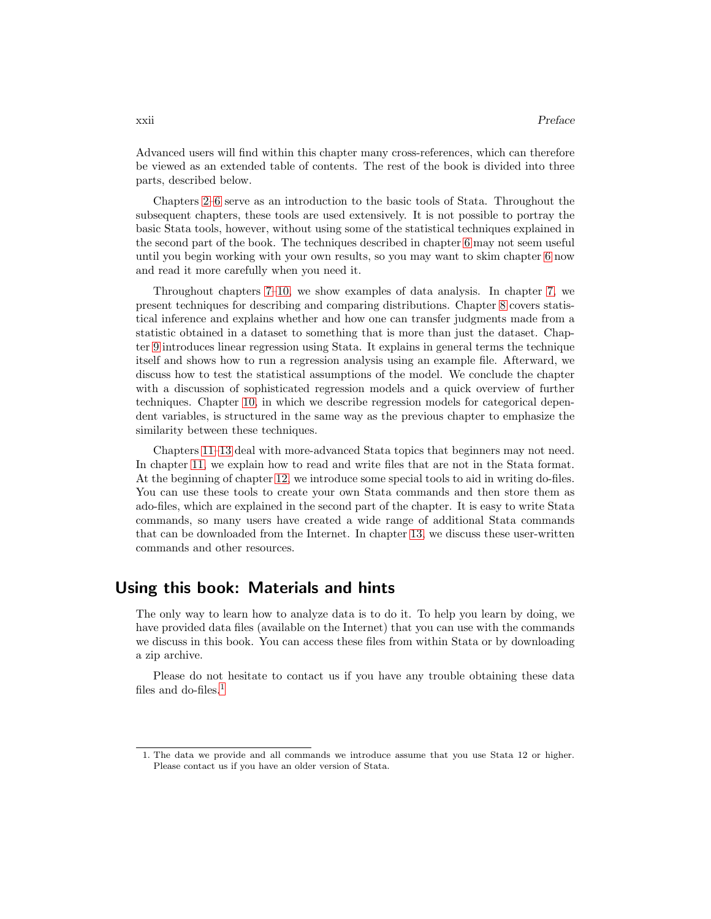Advanced users will find within this chapter many cross-references, which can therefore be viewed as an extended table of contents. The rest of the book is divided into three parts, described below.

Chapters 2–6 serve as an introduction to the basic tools of Stata. Throughout the subsequent chapters, these tools are used extensively. It is not possible to portray the basic Stata tools, however, without using some of the statistical techniques explained in the second part of the book. The techniques described in chapter 6 may not seem useful until you begin working with your own results, so you may want to skim chapter 6 now and read it more carefully when you need it.

Throughout chapters 7–10, we show examples of data analysis. In chapter 7, we present techniques for describing and comparing distributions. Chapter 8 covers statistical inference and explains whether and how one can transfer judgments made from a statistic obtained in a dataset to something that is more than just the dataset. Chapter 9 introduces linear regression using Stata. It explains in general terms the technique itself and shows how to run a regression analysis using an example file. Afterward, we discuss how to test the statistical assumptions of the model. We conclude the chapter with a discussion of sophisticated regression models and a quick overview of further techniques. Chapter 10, in which we describe regression models for categorical dependent variables, is structured in the same way as the previous chapter to emphasize the similarity between these techniques.

Chapters 11–13 deal with more-advanced Stata topics that beginners may not need. In chapter 11, we explain how to read and write files that are not in the Stata format. At the beginning of chapter 12, we introduce some special tools to aid in writing do-files. You can use these tools to create your own Stata commands and then store them as ado-files, which are explained in the second part of the chapter. It is easy to write Stata commands, so many users have created a wide range of additional Stata commands that can be downloaded from the Internet. In chapter 13, we discuss these user-written commands and other resources.

## Using this book: Materials and hints

The only way to learn how to analyze data is to do it. To help you learn by doing, we have provided data files (available on the Internet) that you can use with the commands we discuss in this book. You can access these files from within Stata or by downloading a zip archive.

Please do not hesitate to contact us if you have any trouble obtaining these data files and do-files.[1]

1. The data we provide and all commands we introduce assume that you use Stata 12 or higher. Please contact us if you have an older version of Stata.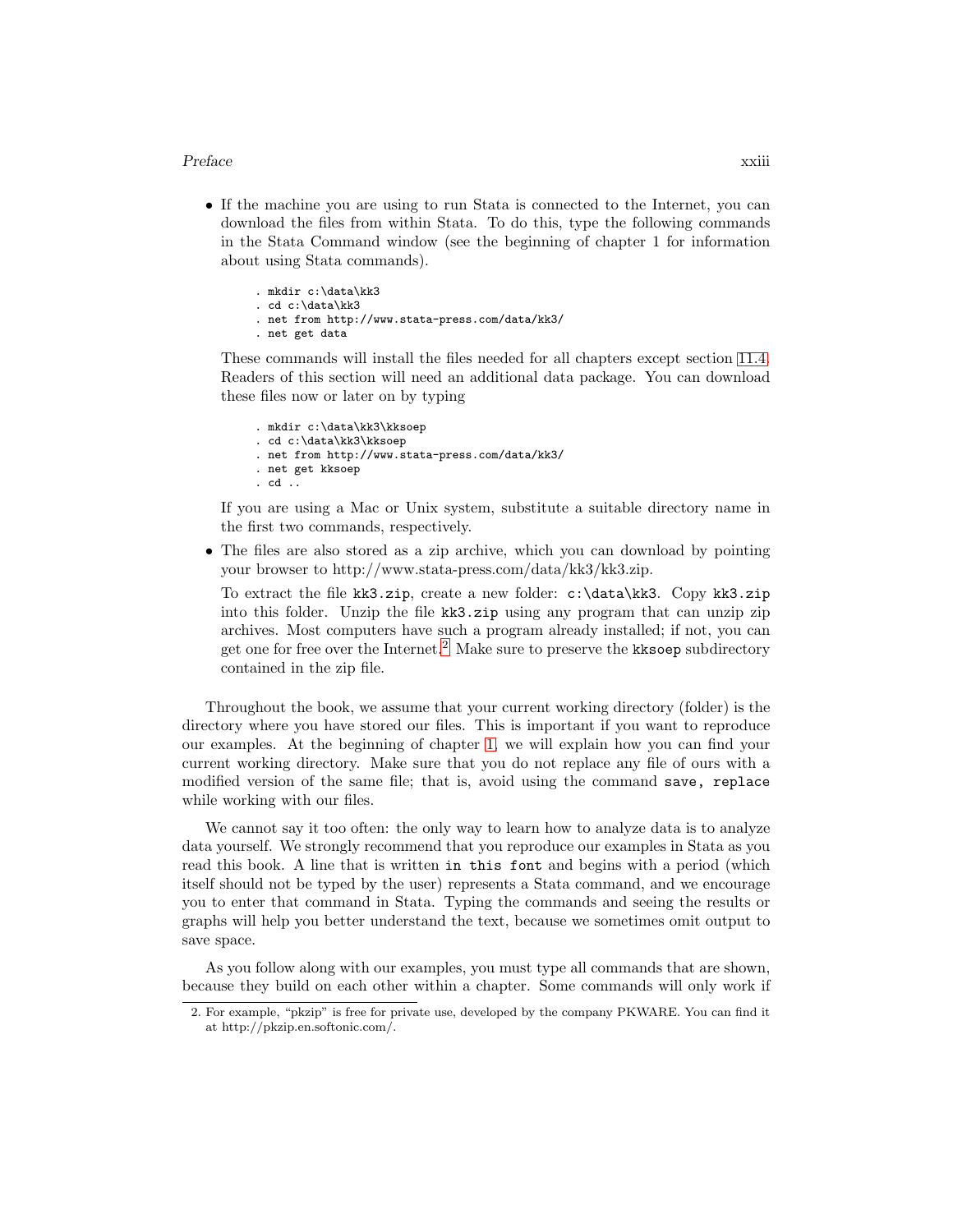- If the machine you are using to run Stata is connected to the Internet, you can download the files from within Stata. To do this, type the following commands in the Stata Command window (see the beginning of chapter 1 for information about using Stata commands).

  ```
  . mkdir c:\data\kk3
  . cd c:\data\kk3
  . net from http://www.stata-press.com/data/kk3/
  . net get data
  ```

  These commands will install the files needed for all chapters except section 11.4. Readers of this section will need an additional data package. You can download these files now or later on by typing

  ```
  . mkdir c:\data\kk3\kksoep
  . cd c:\data\kk3\kksoep
  . net from http://www.stata-press.com/data/kk3/
  . net get kksoep
  . cd ..
  ```

  If you are using a Mac or Unix system, substitute a suitable directory name in the first two commands, respectively.

- The files are also stored as a zip archive, which you can download by pointing your browser to http://www.stata-press.com/data/kk3/kk3.zip.

  To extract the file `kk3.zip`, create a new folder: `c:\data\kk3`. Copy `kk3.zip` into this folder. Unzip the file `kk3.zip` using any program that can unzip zip archives. Most computers have such a program already installed; if not, you can get one for free over the Internet.[2] Make sure to preserve the `kksoep` subdirectory contained in the zip file.

Throughout the book, we assume that your current working directory (folder) is the directory where you have stored our files. This is important if you want to reproduce our examples. At the beginning of chapter 1, we will explain how you can find your current working directory. Make sure that you do not replace any file of ours with a modified version of the same file; that is, avoid using the command `save, replace` while working with our files.

We cannot say it too often: the only way to learn how to analyze data is to analyze data yourself. We strongly recommend that you reproduce our examples in Stata as you read this book. A line that is written `in this font` and begins with a period (which itself should not be typed by the user) represents a Stata command, and we encourage you to enter that command in Stata. Typing the commands and seeing the results or graphs will help you better understand the text, because we sometimes omit output to save space.

As you follow along with our examples, you must type all commands that are shown, because they build on each other within a chapter. Some commands will only work if

2. For example, "pkzip" is free for private use, developed by the company PKWARE. You can find it at http://pkzip.en.softonic.com/.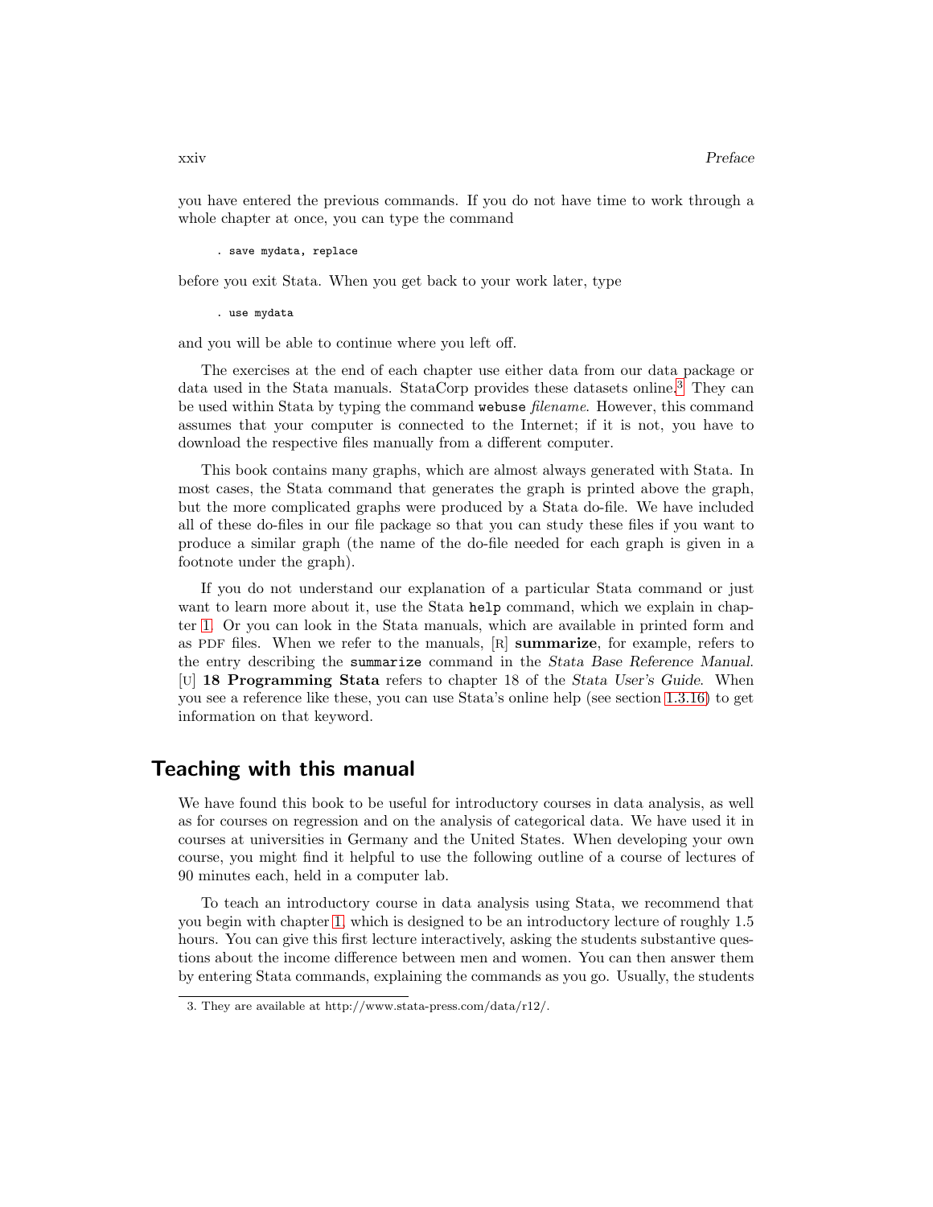you have entered the previous commands. If you do not have time to work through a whole chapter at once, you can type the command

```
. save mydata, replace
```

before you exit Stata. When you get back to your work later, type

```
. use mydata
```

and you will be able to continue where you left off.

The exercises at the end of each chapter use either data from our data package or data used in the Stata manuals. StataCorp provides these datasets online.[3] They can be used within Stata by typing the command `webuse` *filename*. However, this command assumes that your computer is connected to the Internet; if it is not, you have to download the respective files manually from a different computer.

This book contains many graphs, which are almost always generated with Stata. In most cases, the Stata command that generates the graph is printed above the graph, but the more complicated graphs were produced by a Stata do-file. We have included all of these do-files in our file package so that you can study these files if you want to produce a similar graph (the name of the do-file needed for each graph is given in a footnote under the graph).

If you do not understand our explanation of a particular Stata command or just want to learn more about it, use the Stata `help` command, which we explain in chapter 1. Or you can look in the Stata manuals, which are available in printed form and as PDF files. When we refer to the manuals, [R] **summarize**, for example, refers to the entry describing the `summarize` command in the *Stata Base Reference Manual*. [U] **18 Programming Stata** refers to chapter 18 of the *Stata User's Guide*. When you see a reference like these, you can use Stata's online help (see section 1.3.16) to get information on that keyword.

## Teaching with this manual

We have found this book to be useful for introductory courses in data analysis, as well as for courses on regression and on the analysis of categorical data. We have used it in courses at universities in Germany and the United States. When developing your own course, you might find it helpful to use the following outline of a course of lectures of 90 minutes each, held in a computer lab.

To teach an introductory course in data analysis using Stata, we recommend that you begin with chapter 1, which is designed to be an introductory lecture of roughly 1.5 hours. You can give this first lecture interactively, asking the students substantive questions about the income difference between men and women. You can then answer them by entering Stata commands, explaining the commands as you go. Usually, the students

3. They are available at http://www.stata-press.com/data/r12/.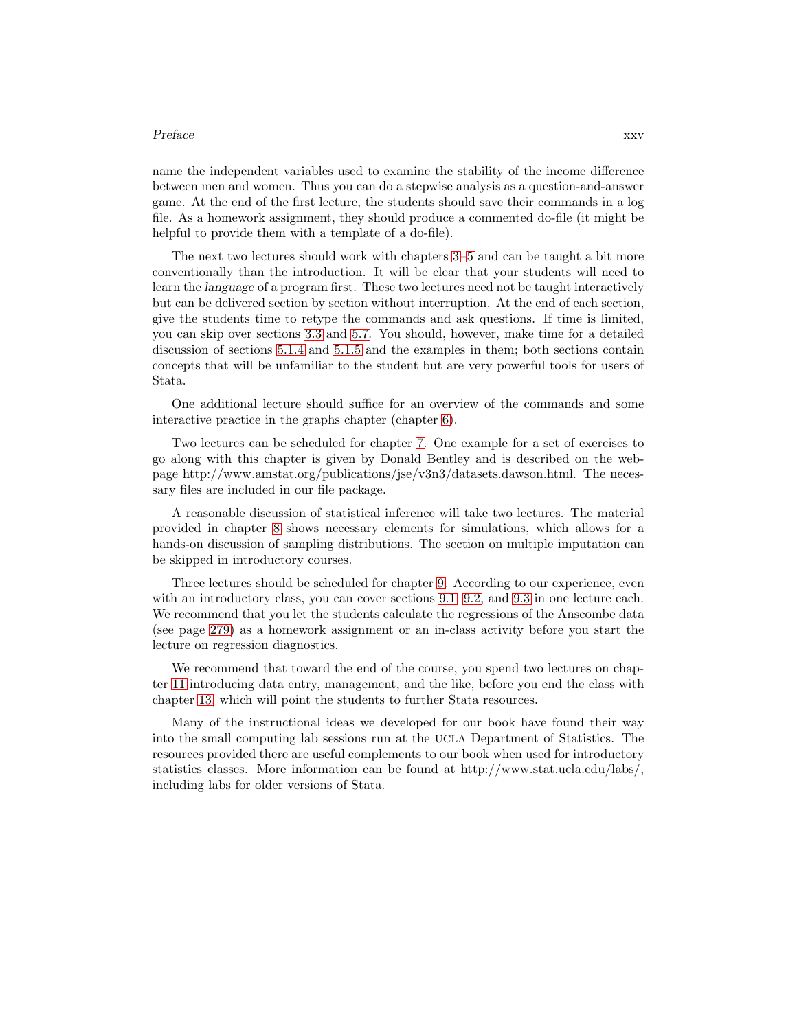name the independent variables used to examine the stability of the income difference between men and women. Thus you can do a stepwise analysis as a question-and-answer game. At the end of the first lecture, the students should save their commands in a log file. As a homework assignment, they should produce a commented do-file (it might be helpful to provide them with a template of a do-file).

The next two lectures should work with chapters 3–5 and can be taught a bit more conventionally than the introduction. It will be clear that your students will need to learn the *language* of a program first. These two lectures need not be taught interactively but can be delivered section by section without interruption. At the end of each section, give the students time to retype the commands and ask questions. If time is limited, you can skip over sections 3.3 and 5.7. You should, however, make time for a detailed discussion of sections 5.1.4 and 5.1.5 and the examples in them; both sections contain concepts that will be unfamiliar to the student but are very powerful tools for users of Stata.

One additional lecture should suffice for an overview of the commands and some interactive practice in the graphs chapter (chapter 6).

Two lectures can be scheduled for chapter 7. One example for a set of exercises to go along with this chapter is given by Donald Bentley and is described on the webpage http://www.amstat.org/publications/jse/v3n3/datasets.dawson.html. The necessary files are included in our file package.

A reasonable discussion of statistical inference will take two lectures. The material provided in chapter 8 shows necessary elements for simulations, which allows for a hands-on discussion of sampling distributions. The section on multiple imputation can be skipped in introductory courses.

Three lectures should be scheduled for chapter 9. According to our experience, even with an introductory class, you can cover sections 9.1, 9.2, and 9.3 in one lecture each. We recommend that you let the students calculate the regressions of the Anscombe data (see page 279) as a homework assignment or an in-class activity before you start the lecture on regression diagnostics.

We recommend that toward the end of the course, you spend two lectures on chapter 11 introducing data entry, management, and the like, before you end the class with chapter 13, which will point the students to further Stata resources.

Many of the instructional ideas we developed for our book have found their way into the small computing lab sessions run at the UCLA Department of Statistics. The resources provided there are useful complements to our book when used for introductory statistics classes. More information can be found at http://www.stat.ucla.edu/labs/, including labs for older versions of Stata.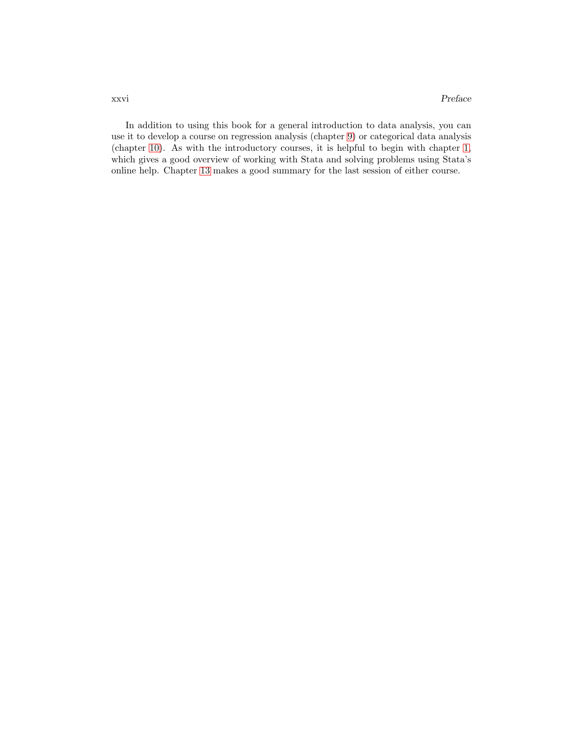In addition to using this book for a general introduction to data analysis, you can use it to develop a course on regression analysis (chapter 9) or categorical data analysis (chapter 10). As with the introductory courses, it is helpful to begin with chapter 1, which gives a good overview of working with Stata and solving problems using Stata's online help. Chapter 13 makes a good summary for the last session of either course.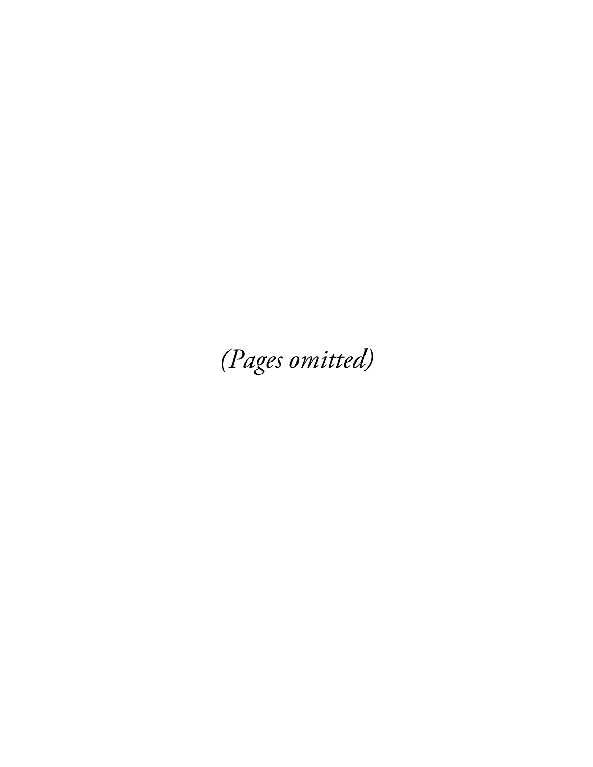*(Pages omitted)*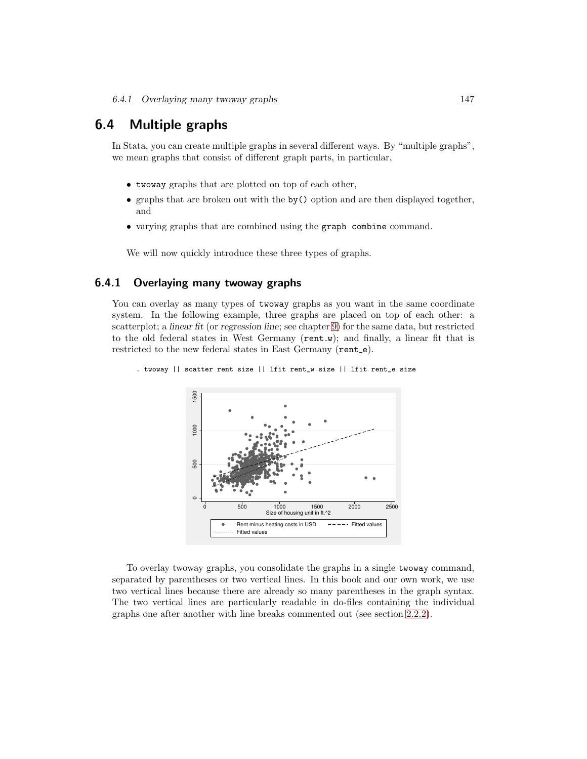## 6.4 Multiple graphs

In Stata, you can create multiple graphs in several different ways. By "multiple graphs", we mean graphs that consist of different graph parts, in particular,

- `twoway` graphs that are plotted on top of each other,
- graphs that are broken out with the `by()` option and are then displayed together, and
- varying graphs that are combined using the `graph combine` command.

We will now quickly introduce these three types of graphs.

### 6.4.1 Overlaying many twoway graphs

You can overlay as many types of `twoway` graphs as you want in the same coordinate system. In the following example, three graphs are placed on top of each other: a scatterplot; a *linear fit* (or *regression line*; see chapter 9) for the same data, but restricted to the old federal states in West Germany (`rent_w`); and finally, a linear fit that is restricted to the new federal states in East Germany (`rent_e`).

```
. twoway || scatter rent size || lfit rent_w size || lfit rent_e size
```

To overlay twoway graphs, you consolidate the graphs in a single `twoway` command, separated by parentheses or two vertical lines. In this book and our own work, we use two vertical lines because there are already so many parentheses in the graph syntax. The two vertical lines are particularly readable in do-files containing the individual graphs one after another with line breaks commented out (see section 2.2.2).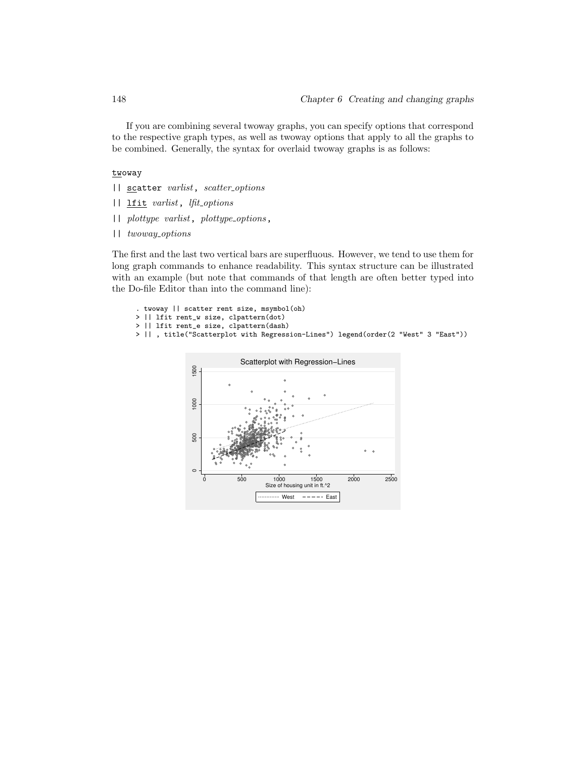If you are combining several twoway graphs, you can specify options that correspond to the respective graph types, as well as twoway options that apply to all the graphs to be combined. Generally, the syntax for overlaid twoway graphs is as follows:

```
twoway
|| scatter varlist, scatter_options
|| lfit varlist, lfit_options
|| plottype varlist, plottype_options,
|| twoway_options
```

The first and the last two vertical bars are superfluous. However, we tend to use them for long graph commands to enhance readability. This syntax structure can be illustrated with an example (but note that commands of that length are often better typed into the Do-file Editor than into the command line):

```
. twoway || scatter rent size, msymbol(oh)
> || lfit rent_w size, clpattern(dot)
> || lfit rent_e size, clpattern(dash)
> || , title("Scatterplot with Regression-Lines") legend(order(2 "West" 3 "East"))
```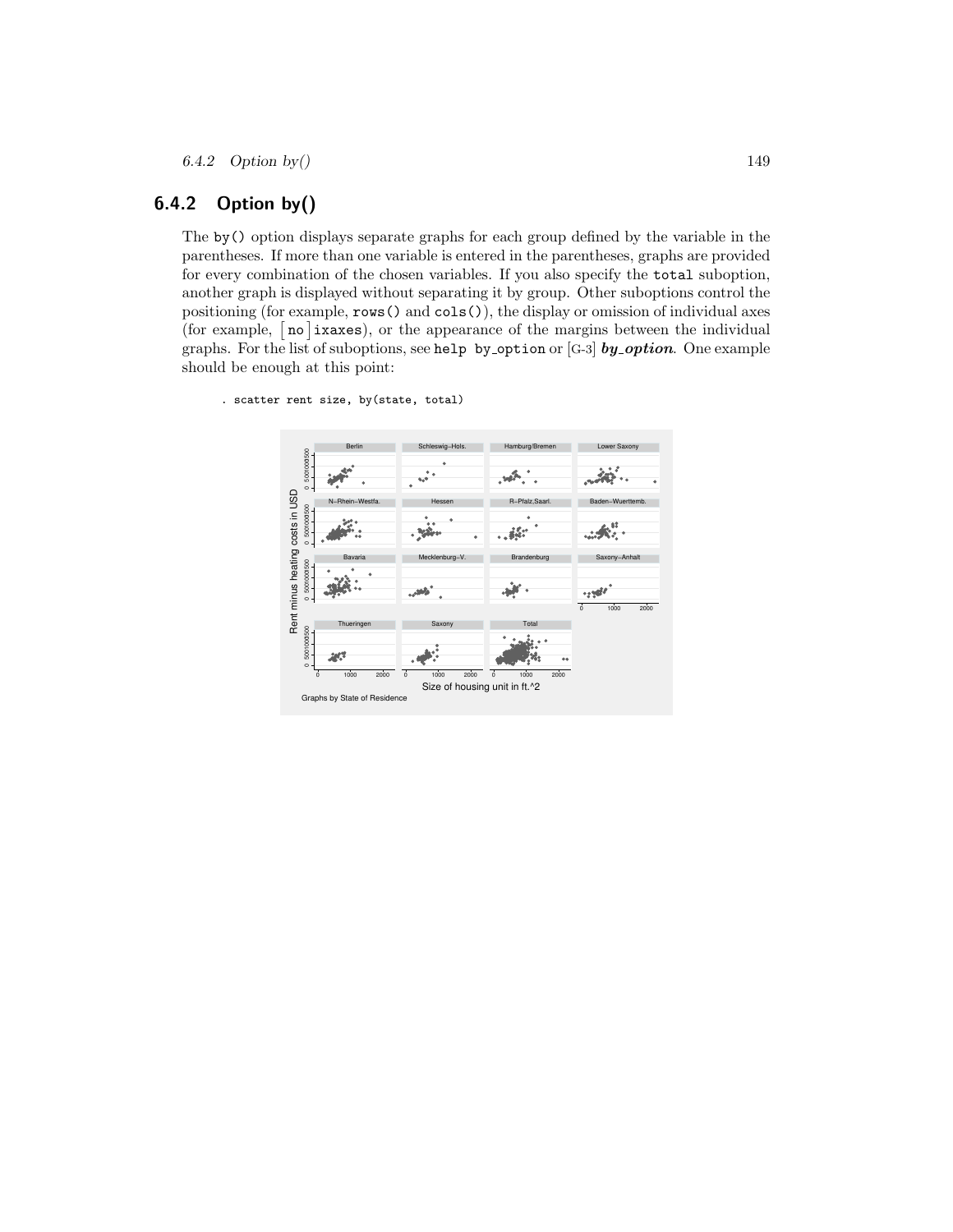## 6.4.2 Option by()

The by() option displays separate graphs for each group defined by the variable in the parentheses. If more than one variable is entered in the parentheses, graphs are provided for every combination of the chosen variables. If you also specify the total suboption, another graph is displayed without separating it by group. Other suboptions control the positioning (for example, rows() and cols()), the display or omission of individual axes (for example, [no]ixaxes), or the appearance of the margins between the individual graphs. For the list of suboptions, see help by_option or [G-3] ***by_option***. One example should be enough at this point:

```
. scatter rent size, by(state, total)
```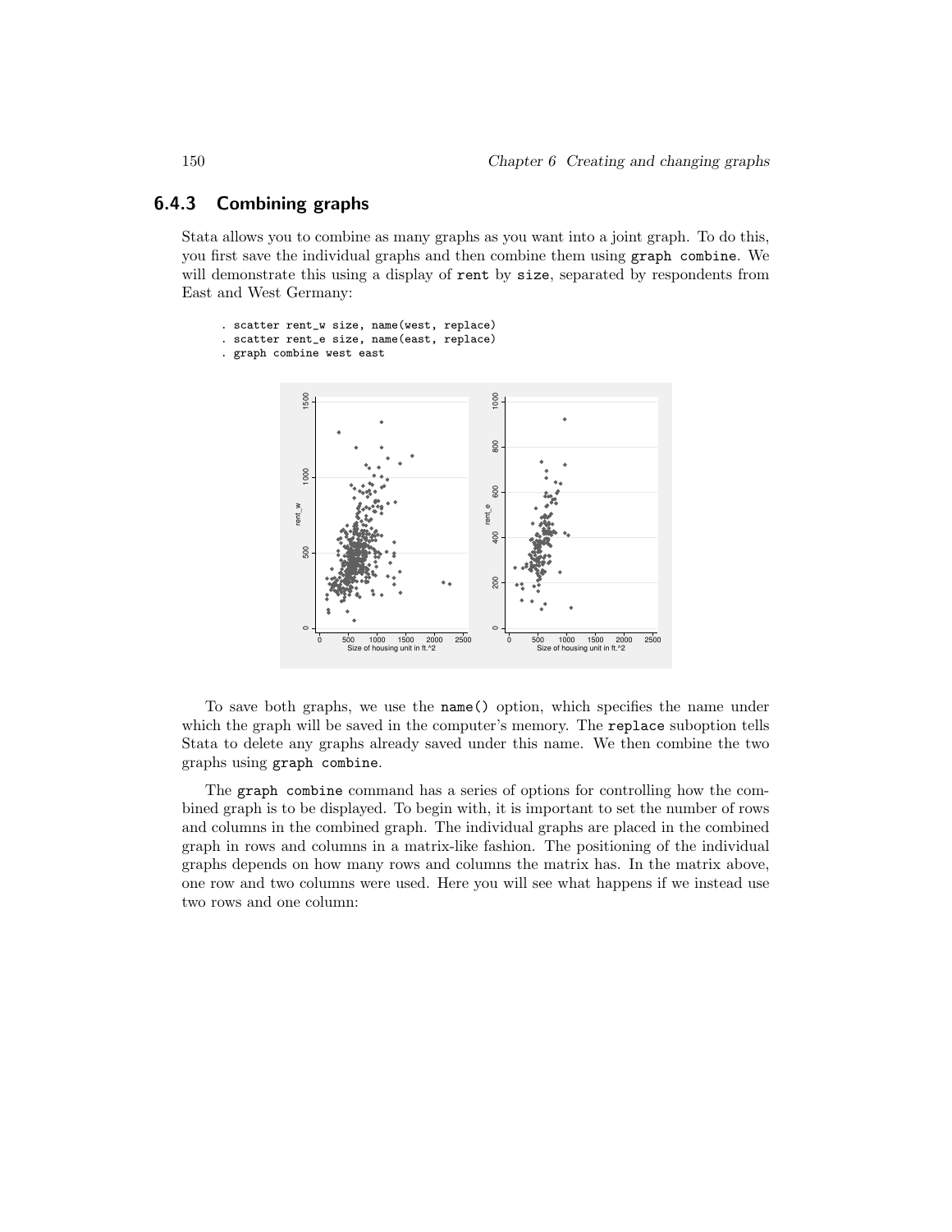### 6.4.3 Combining graphs

Stata allows you to combine as many graphs as you want into a joint graph. To do this, you first save the individual graphs and then combine them using `graph combine`. We will demonstrate this using a display of `rent` by `size`, separated by respondents from East and West Germany:

```
. scatter rent_w size, name(west, replace)
. scatter rent_e size, name(east, replace)
. graph combine west east
```

To save both graphs, we use the `name()` option, which specifies the name under which the graph will be saved in the computer's memory. The `replace` suboption tells Stata to delete any graphs already saved under this name. We then combine the two graphs using `graph combine`.

The `graph combine` command has a series of options for controlling how the combined graph is to be displayed. To begin with, it is important to set the number of rows and columns in the combined graph. The individual graphs are placed in the combined graph in rows and columns in a matrix-like fashion. The positioning of the individual graphs depends on how many rows and columns the matrix has. In the matrix above, one row and two columns were used. Here you will see what happens if we instead use two rows and one column: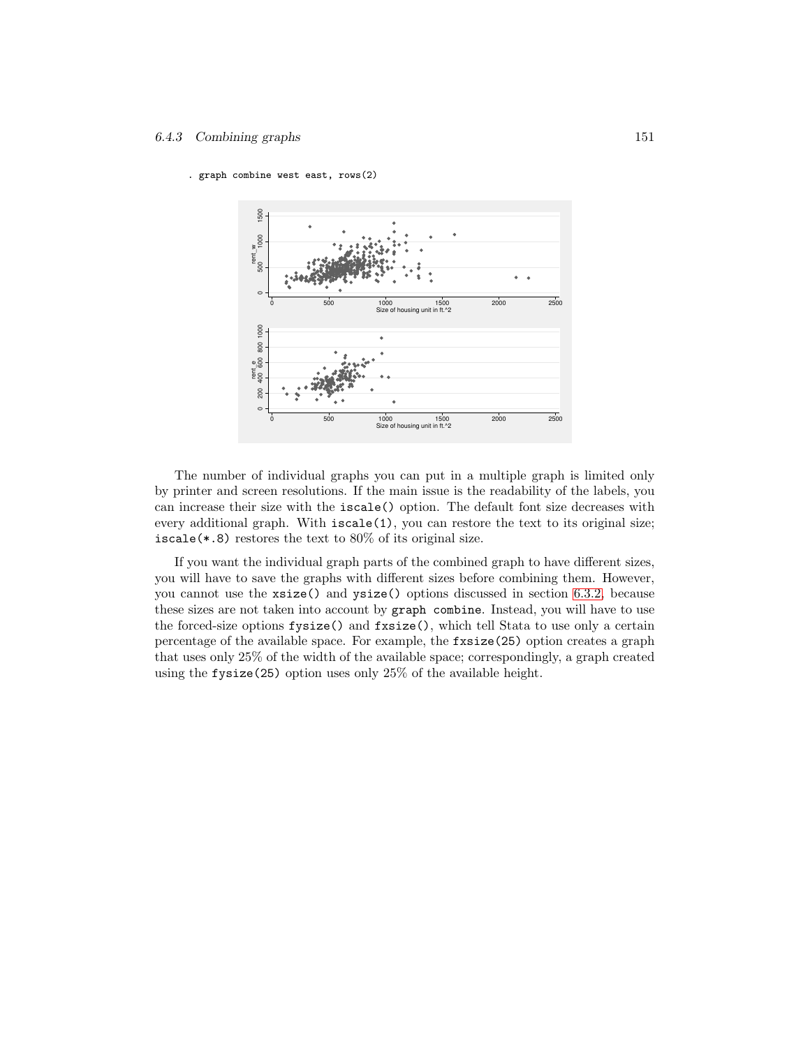```
. graph combine west east, rows(2)
```

The number of individual graphs you can put in a multiple graph is limited only by printer and screen resolutions. If the main issue is the readability of the labels, you can increase their size with the `iscale()` option. The default font size decreases with every additional graph. With `iscale(1)`, you can restore the text to its original size; `iscale(*.8)` restores the text to 80% of its original size.

If you want the individual graph parts of the combined graph to have different sizes, you will have to save the graphs with different sizes before combining them. However, you cannot use the `xsize()` and `ysize()` options discussed in section 6.3.2, because these sizes are not taken into account by `graph combine`. Instead, you will have to use the forced-size options `fysize()` and `fxsize()`, which tell Stata to use only a certain percentage of the available space. For example, the `fxsize(25)` option creates a graph that uses only 25% of the width of the available space; correspondingly, a graph created using the `fysize(25)` option uses only 25% of the available height.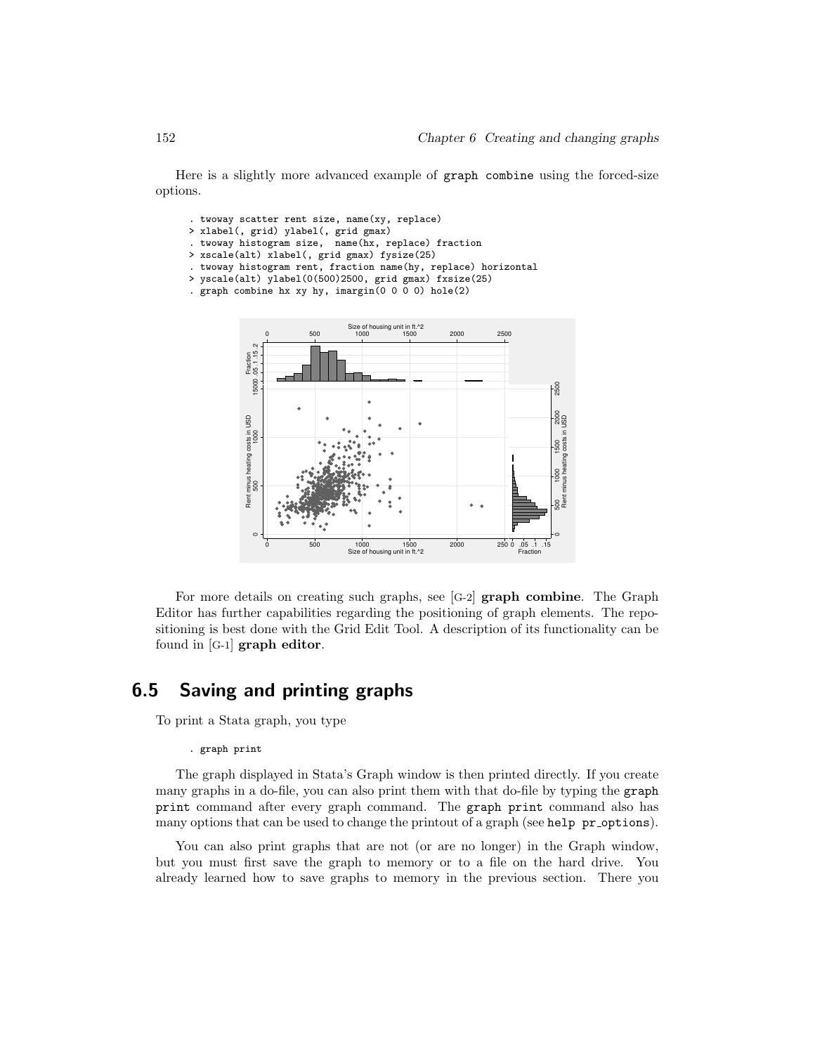Here is a slightly more advanced example of graph combine using the forced-size options.

```
. twoway scatter rent size, name(xy, replace)
> xlabel(, grid) ylabel(, grid gmax)
. twoway histogram size,  name(hx, replace) fraction
> xscale(alt) xlabel(, grid gmax) fysize(25)
. twoway histogram rent, fraction name(hy, replace) horizontal
> yscale(alt) ylabel(0(500)2500, grid gmax) fxsize(25)
. graph combine hx xy hy, imargin(0 0 0 0) hole(2)
```

For more details on creating such graphs, see [G-2] **graph combine**. The Graph Editor has further capabilities regarding the positioning of graph elements. The repositioning is best done with the Grid Edit Tool. A description of its functionality can be found in [G-1] **graph editor**.

## 6.5 Saving and printing graphs

To print a Stata graph, you type

```
. graph print
```

The graph displayed in Stata's Graph window is then printed directly. If you create many graphs in a do-file, you can also print them with that do-file by typing the graph print command after every graph command. The graph print command also has many options that can be used to change the printout of a graph (see help pr_options).

You can also print graphs that are not (or are no longer) in the Graph window, but you must first save the graph to memory or to a file on the hard drive. You already learned how to save graphs to memory in the previous section. There you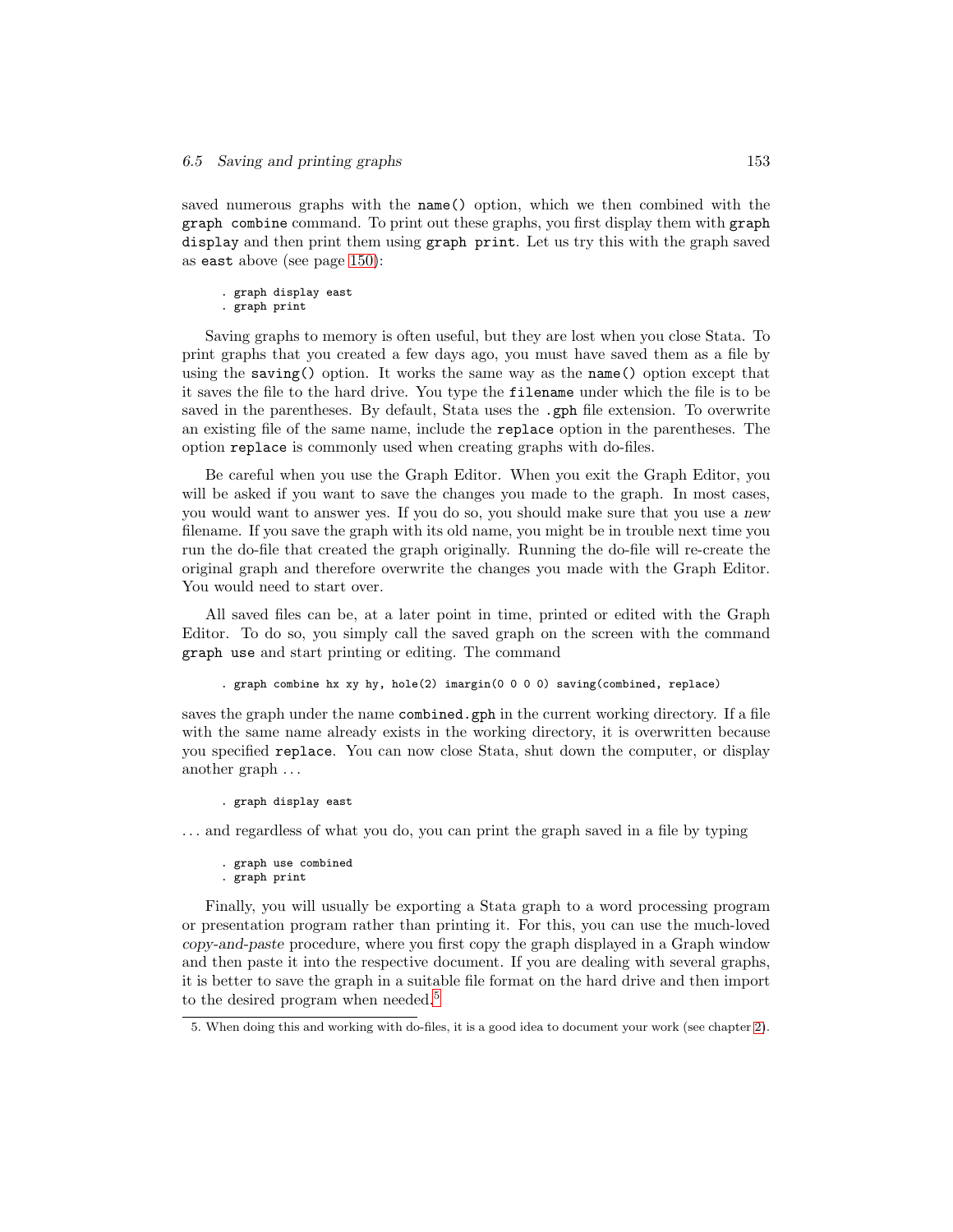saved numerous graphs with the `name()` option, which we then combined with the `graph combine` command. To print out these graphs, you first display them with `graph display` and then print them using `graph print`. Let us try this with the graph saved as `east` above (see page 150):

```
. graph display east
. graph print
```

Saving graphs to memory is often useful, but they are lost when you close Stata. To print graphs that you created a few days ago, you must have saved them as a file by using the `saving()` option. It works the same way as the `name()` option except that it saves the file to the hard drive. You type the `filename` under which the file is to be saved in the parentheses. By default, Stata uses the `.gph` file extension. To overwrite an existing file of the same name, include the `replace` option in the parentheses. The option `replace` is commonly used when creating graphs with do-files.

Be careful when you use the Graph Editor. When you exit the Graph Editor, you will be asked if you want to save the changes you made to the graph. In most cases, you would want to answer yes. If you do so, you should make sure that you use a *new* filename. If you save the graph with its old name, you might be in trouble next time you run the do-file that created the graph originally. Running the do-file will re-create the original graph and therefore overwrite the changes you made with the Graph Editor. You would need to start over.

All saved files can be, at a later point in time, printed or edited with the Graph Editor. To do so, you simply call the saved graph on the screen with the command `graph use` and start printing or editing. The command

```
. graph combine hx xy hy, hole(2) imargin(0 0 0 0) saving(combined, replace)
```

saves the graph under the name `combined.gph` in the current working directory. If a file with the same name already exists in the working directory, it is overwritten because you specified `replace`. You can now close Stata, shut down the computer, or display another graph ...

```
. graph display east
```

... and regardless of what you do, you can print the graph saved in a file by typing

```
. graph use combined
. graph print
```

Finally, you will usually be exporting a Stata graph to a word processing program or presentation program rather than printing it. For this, you can use the much-loved *copy-and-paste* procedure, where you first copy the graph displayed in a Graph window and then paste it into the respective document. If you are dealing with several graphs, it is better to save the graph in a suitable file format on the hard drive and then import to the desired program when needed.[5]

5. When doing this and working with do-files, it is a good idea to document your work (see chapter 2).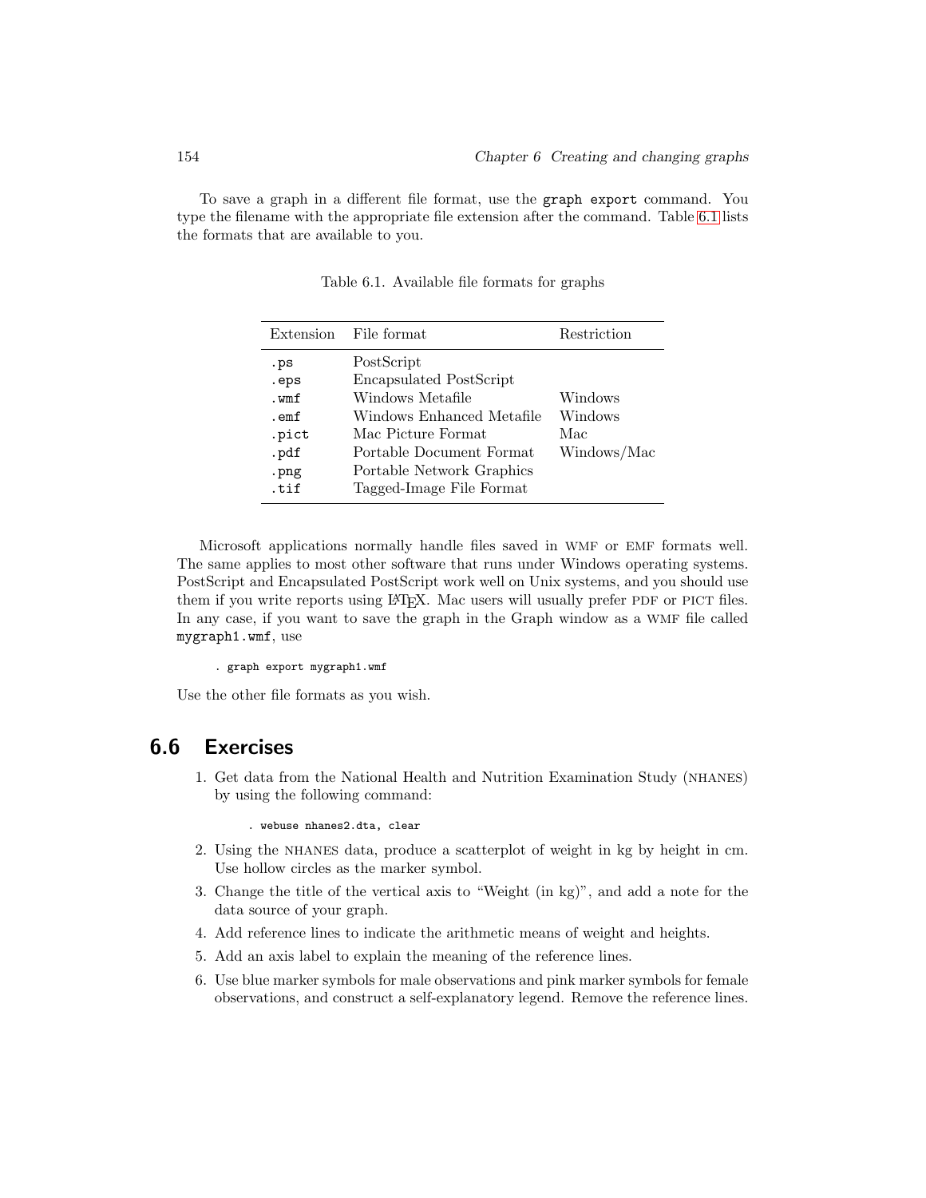To save a graph in a different file format, use the **graph export** command. You type the filename with the appropriate file extension after the command. Table 6.1 lists the formats that are available to you.

Table 6.1. Available file formats for graphs

| Extension | File format | Restriction |
| --- | --- | --- |
| .ps | PostScript | |
| .eps | Encapsulated PostScript | |
| .wmf | Windows Metafile | Windows |
| .emf | Windows Enhanced Metafile | Windows |
| .pict | Mac Picture Format | Mac |
| .pdf | Portable Document Format | Windows/Mac |
| .png | Portable Network Graphics | |
| .tif | Tagged-Image File Format | |

Microsoft applications normally handle files saved in WMF or EMF formats well. The same applies to most other software that runs under Windows operating systems. PostScript and Encapsulated PostScript work well on Unix systems, and you should use them if you write reports using LaTeX. Mac users will usually prefer PDF or PICT files. In any case, if you want to save the graph in the Graph window as a WMF file called mygraph1.wmf, use

```
. graph export mygraph1.wmf
```

Use the other file formats as you wish.

## 6.6 Exercises

1. Get data from the National Health and Nutrition Examination Study (NHANES) by using the following command:

   ```
   . webuse nhanes2.dta, clear
   ```

2. Using the NHANES data, produce a scatterplot of weight in kg by height in cm. Use hollow circles as the marker symbol.
3. Change the title of the vertical axis to "Weight (in kg)", and add a note for the data source of your graph.
4. Add reference lines to indicate the arithmetic means of weight and heights.
5. Add an axis label to explain the meaning of the reference lines.
6. Use blue marker symbols for male observations and pink marker symbols for female observations, and construct a self-explanatory legend. Remove the reference lines.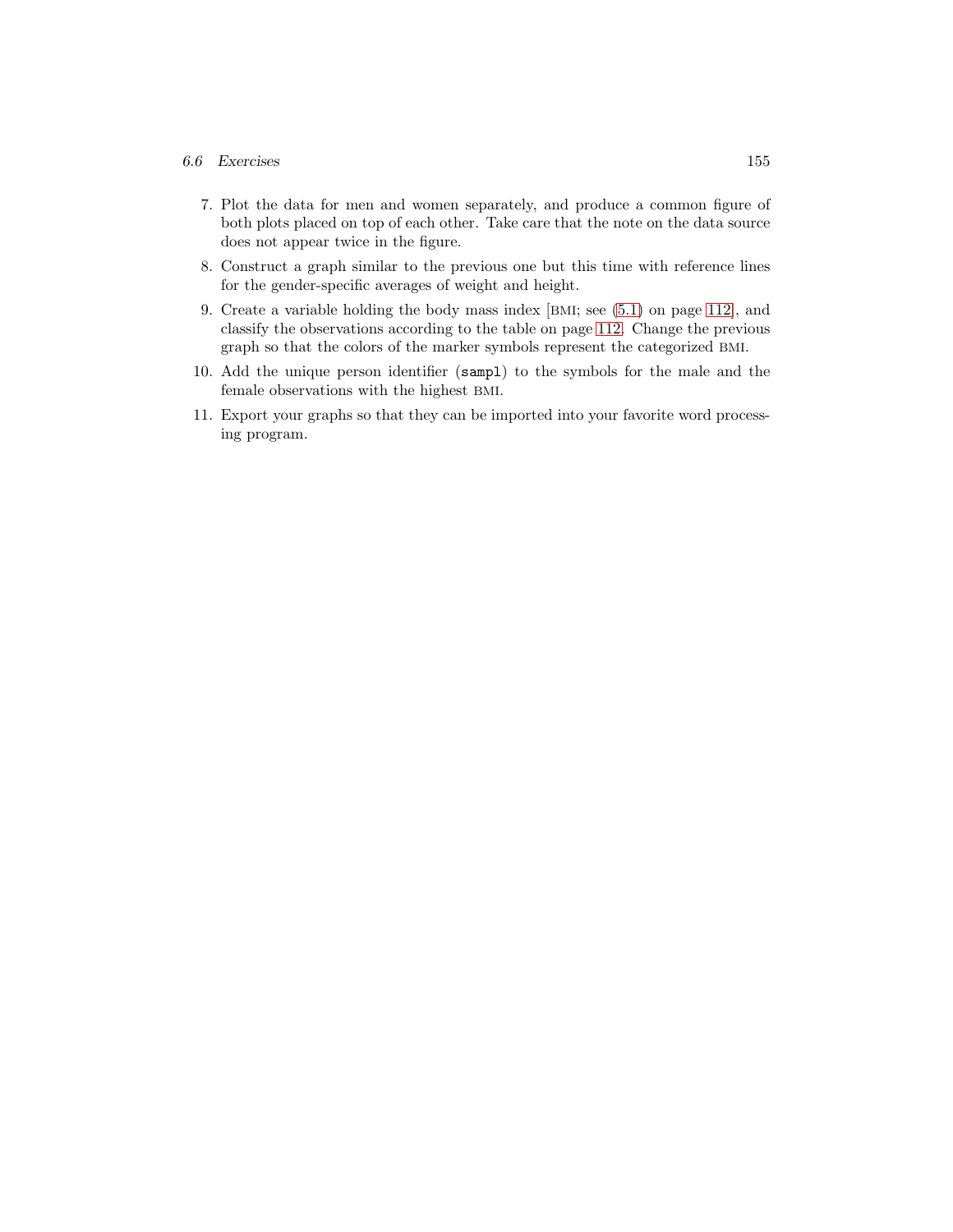7. Plot the data for men and women separately, and produce a common figure of both plots placed on top of each other. Take care that the note on the data source does not appear twice in the figure.
8. Construct a graph similar to the previous one but this time with reference lines for the gender-specific averages of weight and height.
9. Create a variable holding the body mass index [BMI; see (5.1) on page 112], and classify the observations according to the table on page 112. Change the previous graph so that the colors of the marker symbols represent the categorized BMI.
10. Add the unique person identifier (`sampl`) to the symbols for the male and the female observations with the highest BMI.
11. Export your graphs so that they can be imported into your favorite word processing program.